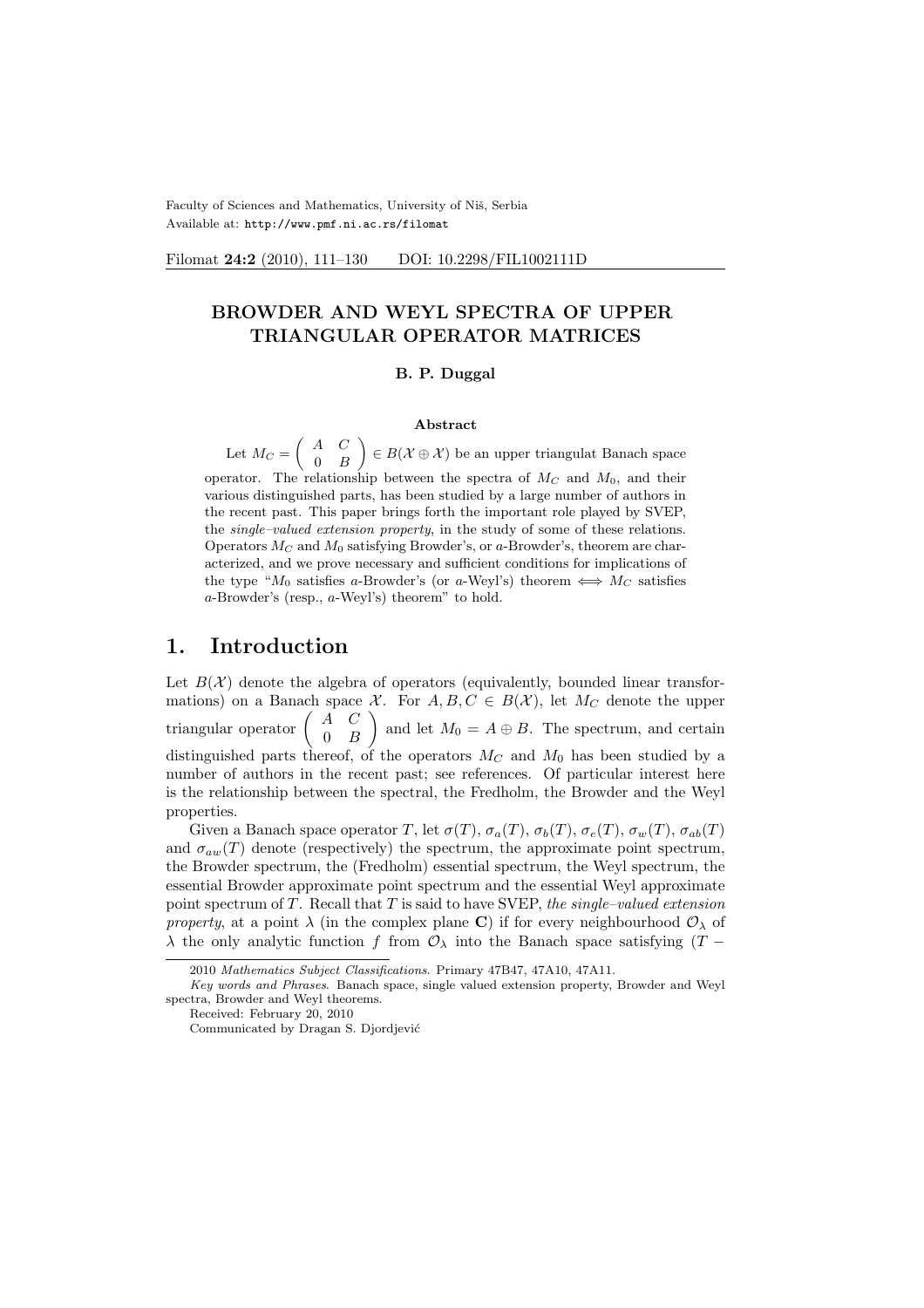Faculty of Sciences and Mathematics, University of Niš, Serbia
Available at: http://www.pmf.ni.ac.rs/filomat

Filomat **24:2** (2010), 111–130 DOI: 10.2298/FIL1002111D

# BROWDER AND WEYL SPECTRA OF UPPER TRIANGULAR OPERATOR MATRICES

**B. P. Duggal**

### Abstract

Let $M_C = \begin{pmatrix} A & C \\ 0 & B \end{pmatrix} \in B(\mathcal{X} \oplus \mathcal{X})$ be an upper triangulat Banach space operator. The relationship between the spectra of $M_C$ and $M_0$, and their various distinguished parts, has been studied by a large number of authors in the recent past. This paper brings forth the important role played by SVEP, the *single–valued extension property*, in the study of some of these relations. Operators $M_C$ and $M_0$ satisfying Browder's, or $a$-Browder's, theorem are characterized, and we prove necessary and sufficient conditions for implications of the type "$M_0$ satisfies $a$-Browder's (or $a$-Weyl's) theorem $\Longleftrightarrow$ $M_C$ satisfies $a$-Browder's (resp., $a$-Weyl's) theorem" to hold.

## 1. Introduction

Let $B(\mathcal{X})$ denote the algebra of operators (equivalently, bounded linear transformations) on a Banach space $\mathcal{X}$. For $A, B, C \in B(\mathcal{X})$, let $M_C$ denote the upper triangular operator $\begin{pmatrix} A & C \\ 0 & B \end{pmatrix}$ and let $M_0 = A \oplus B$. The spectrum, and certain distinguished parts thereof, of the operators $M_C$ and $M_0$ has been studied by a number of authors in the recent past; see references. Of particular interest here is the relationship between the spectral, the Fredholm, the Browder and the Weyl properties.

Given a Banach space operator $T$, let $\sigma(T)$, $\sigma_a(T)$, $\sigma_b(T)$, $\sigma_e(T)$, $\sigma_w(T)$, $\sigma_{ab}(T)$ and $\sigma_{aw}(T)$ denote (respectively) the spectrum, the approximate point spectrum, the Browder spectrum, the (Fredholm) essential spectrum, the Weyl spectrum, the essential Browder approximate point spectrum and the essential Weyl approximate point spectrum of $T$. Recall that $T$ is said to have SVEP, *the single–valued extension property*, at a point $\lambda$ (in the complex plane $\mathbf{C}$) if for every neighbourhood $\mathcal{O}_\lambda$ of $\lambda$ the only analytic function $f$ from $\mathcal{O}_\lambda$ into the Banach space satisfying $(T -$

---

2010 *Mathematics Subject Classifications*. Primary 47B47, 47A10, 47A11.

*Key words and Phrases*. Banach space, single valued extension property, Browder and Weyl spectra, Browder and Weyl theorems.

Received: February 20, 2010

Communicated by Dragan S. Djordjević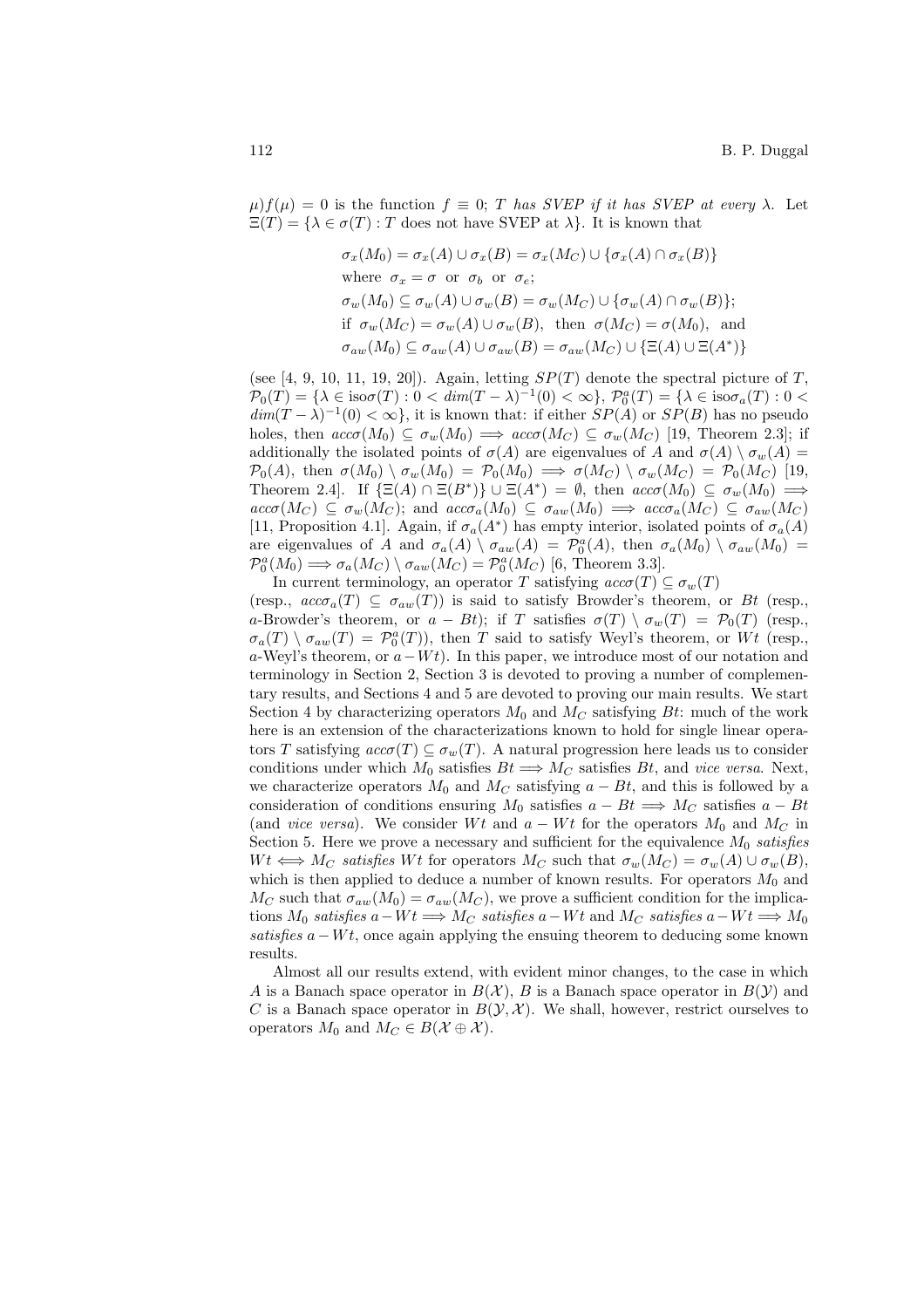$\mu)f(\mu) = 0$ is the function $f \equiv 0$; *$T$ has SVEP if it has SVEP at every $\lambda$*. Let $\Xi(T) = \{\lambda \in \sigma(T) : T$ does not have SVEP at $\lambda\}$. It is known that

$$\sigma_x(M_0) = \sigma_x(A) \cup \sigma_x(B) = \sigma_x(M_C) \cup \{\sigma_x(A) \cap \sigma_x(B)\}$$

$$\text{where } \sigma_x = \sigma \text{ or } \sigma_b \text{ or } \sigma_e;$$

$$\sigma_w(M_0) \subseteq \sigma_w(A) \cup \sigma_w(B) = \sigma_w(M_C) \cup \{\sigma_w(A) \cap \sigma_w(B)\};$$

$$\text{if } \sigma_w(M_C) = \sigma_w(A) \cup \sigma_w(B), \text{ then } \sigma(M_C) = \sigma(M_0), \text{ and}$$

$$\sigma_{aw}(M_0) \subseteq \sigma_{aw}(A) \cup \sigma_{aw}(B) = \sigma_{aw}(M_C) \cup \{\Xi(A) \cup \Xi(A^*)\}$$

(see [4, 9, 10, 11, 19, 20]). Again, letting $SP(T)$ denote the spectral picture of $T$, $\mathcal{P}_0(T) = \{\lambda \in \text{iso}\sigma(T) : 0 < dim(T-\lambda)^{-1}(0) < \infty\}$, $\mathcal{P}_0^a(T) = \{\lambda \in \text{iso}\sigma_a(T) : 0 < dim(T-\lambda)^{-1}(0) < \infty\}$, it is known that: if either $SP(A)$ or $SP(B)$ has no pseudo holes, then $acc\sigma(M_0) \subseteq \sigma_w(M_0) \Longrightarrow acc\sigma(M_C) \subseteq \sigma_w(M_C)$ [19, Theorem 2.3]; if additionally the isolated points of $\sigma(A)$ are eigenvalues of $A$ and $\sigma(A) \setminus \sigma_w(A) = \mathcal{P}_0(A)$, then $\sigma(M_0) \setminus \sigma_w(M_0) = \mathcal{P}_0(M_0) \Longrightarrow \sigma(M_C) \setminus \sigma_w(M_C) = \mathcal{P}_0(M_C)$ [19, Theorem 2.4]. If $\{\Xi(A) \cap \Xi(B^*)\} \cup \Xi(A^*) = \emptyset$, then $acc\sigma(M_0) \subseteq \sigma_w(M_0) \Longrightarrow acc\sigma(M_C) \subseteq \sigma_w(M_C)$; and $acc\sigma_a(M_0) \subseteq \sigma_{aw}(M_0) \Longrightarrow acc\sigma_a(M_C) \subseteq \sigma_{aw}(M_C)$ [11, Proposition 4.1]. Again, if $\sigma_a(A^*)$ has empty interior, isolated points of $\sigma_a(A)$ are eigenvalues of $A$ and $\sigma_a(A) \setminus \sigma_{aw}(A) = \mathcal{P}_0^a(A)$, then $\sigma_a(M_0) \setminus \sigma_{aw}(M_0) = \mathcal{P}_0^a(M_0) \Longrightarrow \sigma_a(M_C) \setminus \sigma_{aw}(M_C) = \mathcal{P}_0^a(M_C)$ [6, Theorem 3.3].

In current terminology, an operator $T$ satisfying $acc\sigma(T) \subseteq \sigma_w(T)$ (resp., $acc\sigma_a(T) \subseteq \sigma_{aw}(T)$) is said to satisfy Browder's theorem, or $Bt$ (resp., $a$-Browder's theorem, or $a-Bt$); if $T$ satisfies $\sigma(T) \setminus \sigma_w(T) = \mathcal{P}_0(T)$ (resp., $\sigma_a(T) \setminus \sigma_{aw}(T) = \mathcal{P}_0^a(T)$), then $T$ said to satisfy Weyl's theorem, or $Wt$ (resp., $a$-Weyl's theorem, or $a-Wt$). In this paper, we introduce most of our notation and terminology in Section 2, Section 3 is devoted to proving a number of complementary results, and Sections 4 and 5 are devoted to proving our main results. We start Section 4 by characterizing operators $M_0$ and $M_C$ satisfying $Bt$: much of the work here is an extension of the characterizations known to hold for single linear operators $T$ satisfying $acc\sigma(T) \subseteq \sigma_w(T)$. A natural progression here leads us to consider conditions under which $M_0$ satisfies $Bt \Longrightarrow M_C$ satisfies $Bt$, and *vice versa*. Next, we characterize operators $M_0$ and $M_C$ satisfying $a-Bt$, and this is followed by a consideration of conditions ensuring $M_0$ satisfies $a-Bt \Longrightarrow M_C$ satisfies $a-Bt$ (and *vice versa*). We consider $Wt$ and $a-Wt$ for the operators $M_0$ and $M_C$ in Section 5. Here we prove a necessary and sufficient for the equivalence *$M_0$ satisfies $Wt \Longleftrightarrow M_C$ satisfies $Wt$* for operators $M_C$ such that $\sigma_w(M_C) = \sigma_w(A) \cup \sigma_w(B)$, which is then applied to deduce a number of known results. For operators $M_0$ and $M_C$ such that $\sigma_{aw}(M_0) = \sigma_{aw}(M_C)$, we prove a sufficient condition for the implications *$M_0$ satisfies $a-Wt \Longrightarrow M_C$ satisfies $a-Wt$* and *$M_C$ satisfies $a-Wt \Longrightarrow M_0$ satisfies $a-Wt$*, once again applying the ensuing theorem to deducing some known results.

Almost all our results extend, with evident minor changes, to the case in which $A$ is a Banach space operator in $B(\mathcal{X})$, $B$ is a Banach space operator in $B(\mathcal{Y})$ and $C$ is a Banach space operator in $B(\mathcal{Y}, \mathcal{X})$. We shall, however, restrict ourselves to operators $M_0$ and $M_C \in B(\mathcal{X} \oplus \mathcal{X})$.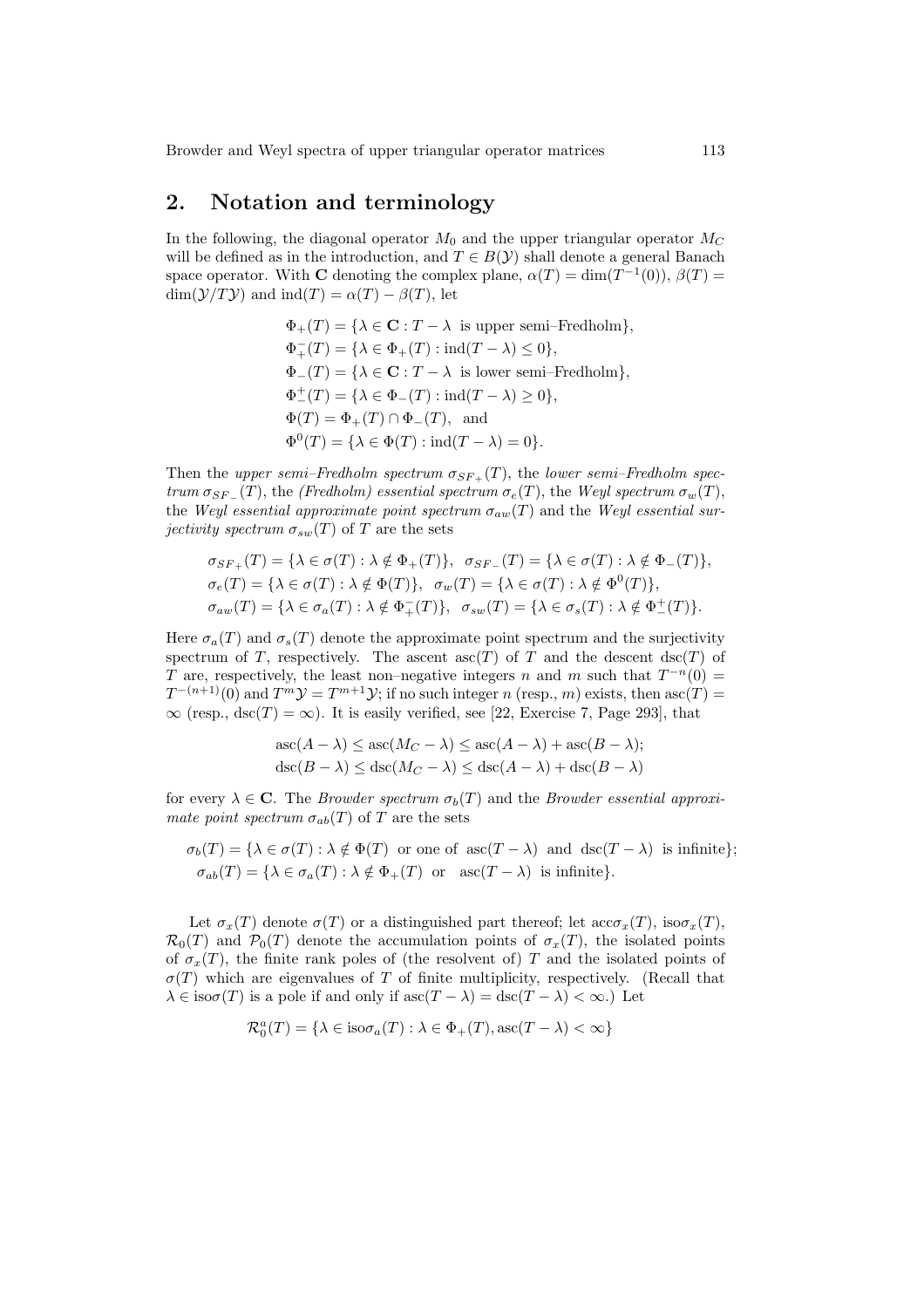## 2. Notation and terminology

In the following, the diagonal operator $M_0$ and the upper triangular operator $M_C$ will be defined as in the introduction, and $T \in B(\mathcal{Y})$ shall denote a general Banach space operator. With $\mathbf{C}$ denoting the complex plane, $\alpha(T) = \dim(T^{-1}(0))$, $\beta(T) = \dim(\mathcal{Y}/T\mathcal{Y})$ and $\mathrm{ind}(T) = \alpha(T) - \beta(T)$, let

$$
\begin{aligned}
&\Phi_+(T) = \{\lambda \in \mathbf{C} : T - \lambda \text{ is upper semi–Fredholm}\},\\
&\Phi_+^-(T) = \{\lambda \in \Phi_+(T) : \mathrm{ind}(T-\lambda) \leq 0\},\\
&\Phi_-(T) = \{\lambda \in \mathbf{C} : T - \lambda \text{ is lower semi–Fredholm}\},\\
&\Phi_-^+(T) = \{\lambda \in \Phi_-(T) : \mathrm{ind}(T-\lambda) \geq 0\},\\
&\Phi(T) = \Phi_+(T) \cap \Phi_-(T), \text{ and}\\
&\Phi^0(T) = \{\lambda \in \Phi(T) : \mathrm{ind}(T-\lambda) = 0\}.
\end{aligned}
$$

Then the *upper semi–Fredholm spectrum* $\sigma_{SF_+}(T)$, the *lower semi–Fredholm spectrum* $\sigma_{SF_-}(T)$, the *(Fredholm) essential spectrum* $\sigma_e(T)$, the *Weyl spectrum* $\sigma_w(T)$, the *Weyl essential approximate point spectrum* $\sigma_{aw}(T)$ and the *Weyl essential surjectivity spectrum* $\sigma_{sw}(T)$ of $T$ are the sets

$$
\begin{aligned}
&\sigma_{SF_+}(T) = \{\lambda \in \sigma(T) : \lambda \notin \Phi_+(T)\}, \quad \sigma_{SF_-}(T) = \{\lambda \in \sigma(T) : \lambda \notin \Phi_-(T)\},\\
&\sigma_e(T) = \{\lambda \in \sigma(T) : \lambda \notin \Phi(T)\}, \quad \sigma_w(T) = \{\lambda \in \sigma(T) : \lambda \notin \Phi^0(T)\},\\
&\sigma_{aw}(T) = \{\lambda \in \sigma_a(T) : \lambda \notin \Phi_+^-(T)\}, \quad \sigma_{sw}(T) = \{\lambda \in \sigma_s(T) : \lambda \notin \Phi_-^+(T)\}.
\end{aligned}
$$

Here $\sigma_a(T)$ and $\sigma_s(T)$ denote the approximate point spectrum and the surjectivity spectrum of $T$, respectively. The ascent $\mathrm{asc}(T)$ of $T$ and the descent $\mathrm{dsc}(T)$ of $T$ are, respectively, the least non–negative integers $n$ and $m$ such that $T^{-n}(0) = T^{-(n+1)}(0)$ and $T^m\mathcal{Y} = T^{m+1}\mathcal{Y}$; if no such integer $n$ (resp., $m$) exists, then $\mathrm{asc}(T) = \infty$ (resp., $\mathrm{dsc}(T) = \infty$). It is easily verified, see [22, Exercise 7, Page 293], that

$$
\begin{aligned}
&\mathrm{asc}(A-\lambda) \leq \mathrm{asc}(M_C-\lambda) \leq \mathrm{asc}(A-\lambda) + \mathrm{asc}(B-\lambda);\\
&\mathrm{dsc}(B-\lambda) \leq \mathrm{dsc}(M_C-\lambda) \leq \mathrm{dsc}(A-\lambda) + \mathrm{dsc}(B-\lambda)
\end{aligned}
$$

for every $\lambda \in \mathbf{C}$. The *Browder spectrum* $\sigma_b(T)$ and the *Browder essential approximate point spectrum* $\sigma_{ab}(T)$ of $T$ are the sets

$$
\begin{aligned}
&\sigma_b(T) = \{\lambda \in \sigma(T) : \lambda \notin \Phi(T) \text{ or one of } \mathrm{asc}(T-\lambda) \text{ and } \mathrm{dsc}(T-\lambda) \text{ is infinite}\};\\
&\sigma_{ab}(T) = \{\lambda \in \sigma_a(T) : \lambda \notin \Phi_+(T) \text{ or } \mathrm{asc}(T-\lambda) \text{ is infinite}\}.
\end{aligned}
$$

Let $\sigma_x(T)$ denote $\sigma(T)$ or a distinguished part thereof; let $\mathrm{acc}\sigma_x(T)$, $\mathrm{iso}\sigma_x(T)$, $\mathcal{R}_0(T)$ and $\mathcal{P}_0(T)$ denote the accumulation points of $\sigma_x(T)$, the isolated points of $\sigma_x(T)$, the finite rank poles of (the resolvent of) $T$ and the isolated points of $\sigma(T)$ which are eigenvalues of $T$ of finite multiplicity, respectively. (Recall that $\lambda \in \mathrm{iso}\sigma(T)$ is a pole if and only if $\mathrm{asc}(T-\lambda) = \mathrm{dsc}(T-\lambda) < \infty$.) Let

$$
\mathcal{R}_0^a(T) = \{\lambda \in \mathrm{iso}\sigma_a(T) : \lambda \in \Phi_+(T), \mathrm{asc}(T-\lambda) < \infty\}
$$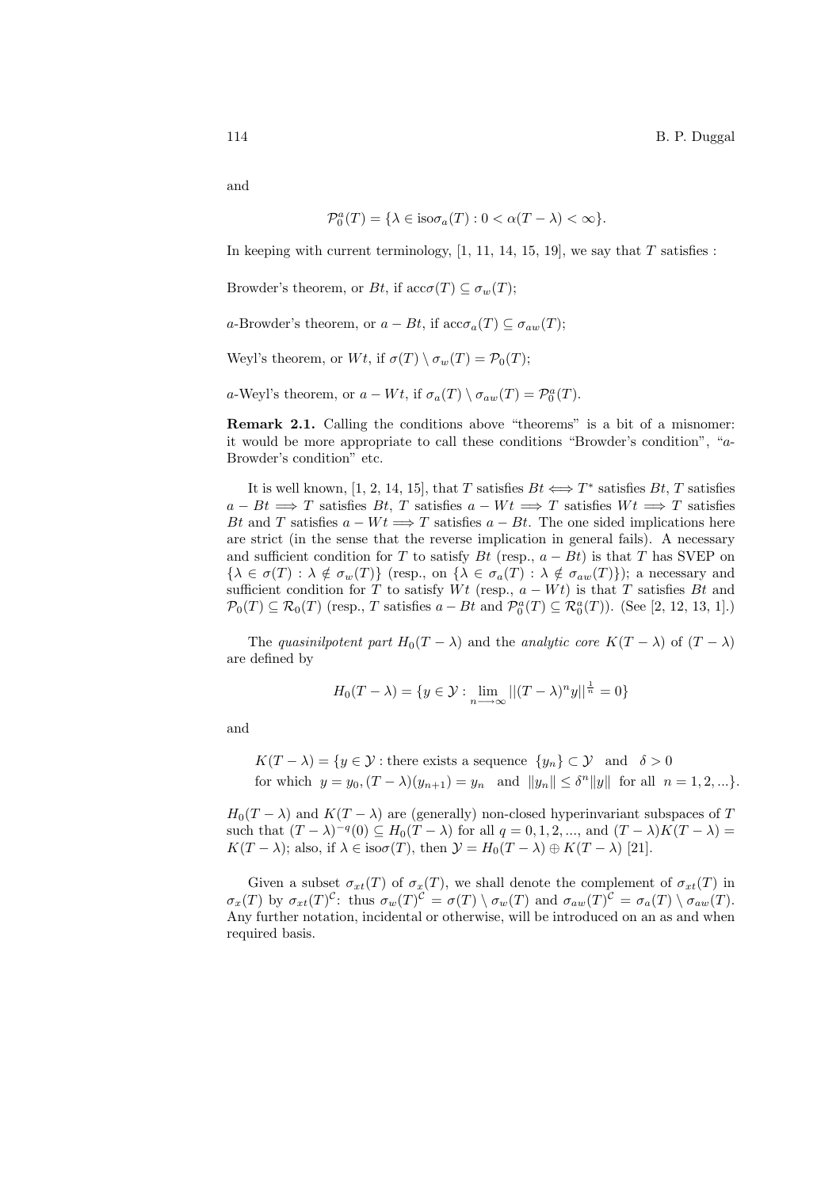and

$$\mathcal{P}_0^a(T) = \{\lambda \in \text{iso}\sigma_a(T) : 0 < \alpha(T-\lambda) < \infty\}.$$

In keeping with current terminology, [1, 11, 14, 15, 19], we say that $T$ satisfies :

Browder's theorem, or $Bt$, if $\text{acc}\sigma(T) \subseteq \sigma_w(T)$;

$a$-Browder's theorem, or $a-Bt$, if $\text{acc}\sigma_a(T) \subseteq \sigma_{aw}(T)$;

Weyl's theorem, or $Wt$, if $\sigma(T) \setminus \sigma_w(T) = \mathcal{P}_0(T)$;

$a$-Weyl's theorem, or $a-Wt$, if $\sigma_a(T) \setminus \sigma_{aw}(T) = \mathcal{P}_0^a(T)$.

**Remark 2.1.** Calling the conditions above "theorems" is a bit of a misnomer: it would be more appropriate to call these conditions "Browder's condition", "$a$-Browder's condition" etc.

It is well known, [1, 2, 14, 15], that $T$ satisfies $Bt \Longleftrightarrow T^*$ satisfies $Bt$, $T$ satisfies $a-Bt \Longrightarrow T$ satisfies $Bt$, $T$ satisfies $a-Wt \Longrightarrow T$ satisfies $Wt \Longrightarrow T$ satisfies $Bt$ and $T$ satisfies $a-Wt \Longrightarrow T$ satisfies $a-Bt$. The one sided implications here are strict (in the sense that the reverse implication in general fails). A necessary and sufficient condition for $T$ to satisfy $Bt$ (resp., $a-Bt$) is that $T$ has SVEP on $\{\lambda \in \sigma(T) : \lambda \notin \sigma_w(T)\}$ (resp., on $\{\lambda \in \sigma_a(T) : \lambda \notin \sigma_{aw}(T)\}$); a necessary and sufficient condition for $T$ to satisfy $Wt$ (resp., $a-Wt$) is that $T$ satisfies $Bt$ and $\mathcal{P}_0(T) \subseteq \mathcal{R}_0(T)$ (resp., $T$ satisfies $a-Bt$ and $\mathcal{P}_0^a(T) \subseteq \mathcal{R}_0^a(T)$). (See [2, 12, 13, 1].)

The *quasinilpotent part* $H_0(T-\lambda)$ and the *analytic core* $K(T-\lambda)$ of $(T-\lambda)$ are defined by

$$H_0(T-\lambda) = \{y \in \mathcal{Y} : \lim_{n \longrightarrow \infty} ||(T-\lambda)^n y||^{\frac{1}{n}} = 0\}$$

and

$$\begin{aligned} K(T-\lambda) = \{y \in \mathcal{Y} : &\text{there exists a sequence } \{y_n\} \subset \mathcal{Y} \text{ and } \delta > 0 \\ &\text{for which } y = y_0, (T-\lambda)(y_{n+1}) = y_n \text{ and } \|y_n\| \leq \delta^n \|y\| \text{ for all } n = 1, 2, ...\}. \end{aligned}$$

$H_0(T-\lambda)$ and $K(T-\lambda)$ are (generally) non-closed hyperinvariant subspaces of $T$ such that $(T-\lambda)^{-q}(0) \subseteq H_0(T-\lambda)$ for all $q = 0, 1, 2, ...$, and $(T-\lambda)K(T-\lambda) = K(T-\lambda)$; also, if $\lambda \in \text{iso}\sigma(T)$, then $\mathcal{Y} = H_0(T-\lambda) \oplus K(T-\lambda)$ [21].

Given a subset $\sigma_{xt}(T)$ of $\sigma_x(T)$, we shall denote the complement of $\sigma_{xt}(T)$ in $\sigma_x(T)$ by $\sigma_{xt}(T)^{\mathcal{C}}$: thus $\sigma_w(T)^{\mathcal{C}} = \sigma(T) \setminus \sigma_w(T)$ and $\sigma_{aw}(T)^{\mathcal{C}} = \sigma_a(T) \setminus \sigma_{aw}(T)$. Any further notation, incidental or otherwise, will be introduced on an as and when required basis.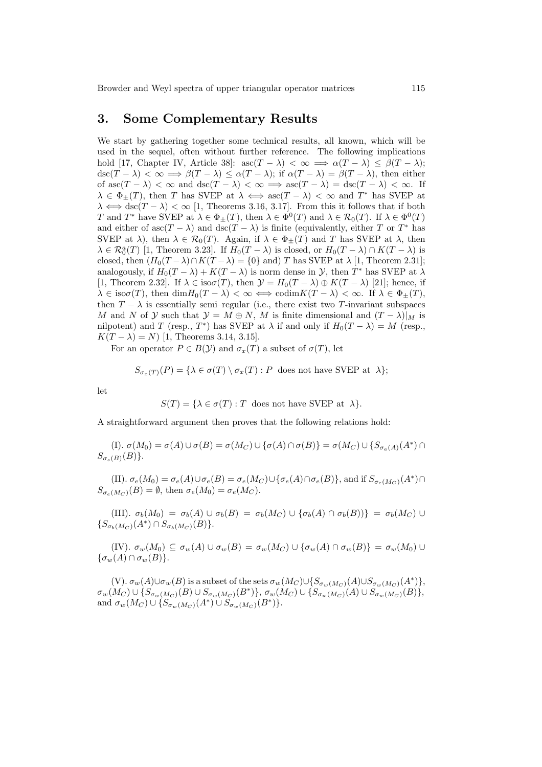## 3. Some Complementary Results

We start by gathering together some technical results, all known, which will be used in the sequel, often without further reference. The following implications hold [17, Chapter IV, Article 38]: $\mathrm{asc}(T-\lambda) < \infty \Longrightarrow \alpha(T-\lambda) \leq \beta(T-\lambda)$; $\mathrm{dsc}(T-\lambda) < \infty \Longrightarrow \beta(T-\lambda) \leq \alpha(T-\lambda)$; if $\alpha(T-\lambda) = \beta(T-\lambda)$, then either of $\mathrm{asc}(T-\lambda) < \infty$ and $\mathrm{dsc}(T-\lambda) < \infty \Longrightarrow \mathrm{asc}(T-\lambda) = \mathrm{dsc}(T-\lambda) < \infty$. If $\lambda \in \Phi_{\pm}(T)$, then $T$ has SVEP at $\lambda \Longleftrightarrow \mathrm{asc}(T-\lambda) < \infty$ and $T^*$ has SVEP at $\lambda \Longleftrightarrow \mathrm{dsc}(T-\lambda) < \infty$ [1, Theorems 3.16, 3.17]. From this it follows that if both $T$ and $T^*$ have SVEP at $\lambda \in \Phi_{\pm}(T)$, then $\lambda \in \Phi^0(T)$ and $\lambda \in \mathcal{R}_0(T)$. If $\lambda \in \Phi^0(T)$ and either of $\mathrm{asc}(T-\lambda)$ and $\mathrm{dsc}(T-\lambda)$ is finite (equivalently, either $T$ or $T^*$ has SVEP at $\lambda$), then $\lambda \in \mathcal{R}_0(T)$. Again, if $\lambda \in \Phi_{\pm}(T)$ and $T$ has SVEP at $\lambda$, then $\lambda \in \mathcal{R}_0^a(T)$ [1, Theorem 3.23]. If $H_0(T-\lambda)$ is closed, or $H_0(T-\lambda) \cap K(T-\lambda)$ is closed, then $(H_0(T-\lambda) \cap K(T-\lambda) = \{0\}$ and) $T$ has SVEP at $\lambda$ [1, Theorem 2.31]; analogously, if $H_0(T-\lambda) + K(T-\lambda)$ is norm dense in $\mathcal{Y}$, then $T^*$ has SVEP at $\lambda$ [1, Theorem 2.32]. If $\lambda \in \mathrm{iso}\sigma(T)$, then $\mathcal{Y} = H_0(T-\lambda) \oplus K(T-\lambda)$ [21]; hence, if $\lambda \in \mathrm{iso}\sigma(T)$, then $\mathrm{dim} H_0(T-\lambda) < \infty \Longleftrightarrow \mathrm{codim} K(T-\lambda) < \infty$. If $\lambda \in \Phi_{\pm}(T)$, then $T-\lambda$ is essentially semi–regular (i.e., there exist two $T$-invariant subspaces $M$ and $N$ of $\mathcal{Y}$ such that $\mathcal{Y} = M \oplus N$, $M$ is finite dimensional and $(T-\lambda)|_M$ is nilpotent) and $T$ (resp., $T^*$) has SVEP at $\lambda$ if and only if $H_0(T-\lambda) = M$ (resp., $K(T-\lambda) = N$) [1, Theorems 3.14, 3.15].

For an operator $P \in B(\mathcal{Y})$ and $\sigma_x(T)$ a subset of $\sigma(T)$, let

$$S_{\sigma_x(T)}(P) = \{\lambda \in \sigma(T) \setminus \sigma_x(T) : P \text{ does not have SVEP at } \lambda\};$$

let

$$S(T) = \{\lambda \in \sigma(T) : T \text{ does not have SVEP at } \lambda\}.$$

A straightforward argument then proves that the following relations hold:

(I). $\sigma(M_0) = \sigma(A) \cup \sigma(B) = \sigma(M_C) \cup \{\sigma(A) \cap \sigma(B)\} = \sigma(M_C) \cup \{S_{\sigma_a(A)}(A^*) \cap S_{\sigma_s(B)}(B)\}$.

(II). $\sigma_e(M_0) = \sigma_e(A) \cup \sigma_e(B) = \sigma_e(M_C) \cup \{\sigma_e(A) \cap \sigma_e(B)\}$, and if $S_{\sigma_e(M_C)}(A^*) \cap S_{\sigma_e(M_C)}(B) = \emptyset$, then $\sigma_e(M_0) = \sigma_e(M_C)$.

(III). $\sigma_b(M_0) = \sigma_b(A) \cup \sigma_b(B) = \sigma_b(M_C) \cup \{\sigma_b(A) \cap \sigma_b(B))\} = \sigma_b(M_C) \cup \{S_{\sigma_b(M_C)}(A^*) \cap S_{\sigma_b(M_C)}(B)\}$.

(IV). $\sigma_w(M_0) \subseteq \sigma_w(A) \cup \sigma_w(B) = \sigma_w(M_C) \cup \{\sigma_w(A) \cap \sigma_w(B)\} = \sigma_w(M_0) \cup \{\sigma_w(A) \cap \sigma_w(B)\}$.

(V). $\sigma_w(A) \cup \sigma_w(B)$ is a subset of the sets $\sigma_w(M_C) \cup \{S_{\sigma_w(M_C)}(A) \cup S_{\sigma_w(M_C)}(A^*)\}$, $\sigma_w(M_C) \cup \{S_{\sigma_w(M_C)}(B) \cup S_{\sigma_w(M_C)}(B^*)\}$, $\sigma_w(M_C) \cup \{S_{\sigma_w(M_C)}(A) \cup S_{\sigma_w(M_C)}(B)\}$, and $\sigma_w(M_C) \cup \{S_{\sigma_w(M_C)}(A^*) \cup S_{\sigma_w(M_C)}(B^*)\}$.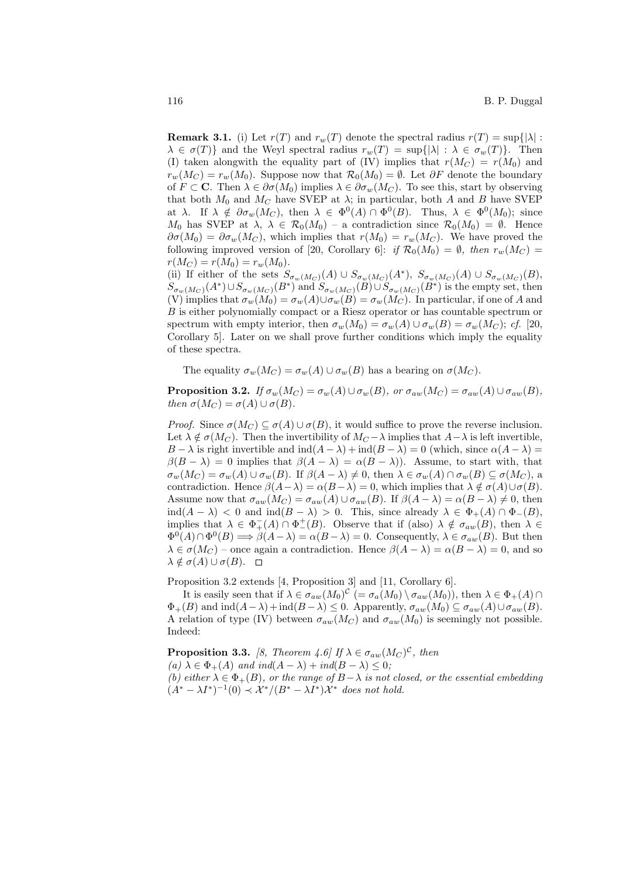**Remark 3.1.** (i) Let $r(T)$ and $r_w(T)$ denote the spectral radius $r(T) = \sup\{|\lambda| : \lambda \in \sigma(T)\}$ and the Weyl spectral radius $r_w(T) = \sup\{|\lambda| : \lambda \in \sigma_w(T)\}$. Then (I) taken alongwith the equality part of (IV) implies that $r(M_C) = r(M_0)$ and $r_w(M_C) = r_w(M_0)$. Suppose now that $\mathcal{R}_0(M_0) = \emptyset$. Let $\partial F$ denote the boundary of $F \subset \mathbf{C}$. Then $\lambda \in \partial\sigma(M_0)$ implies $\lambda \in \partial\sigma_w(M_C)$. To see this, start by observing that both $M_0$ and $M_C$ have SVEP at $\lambda$; in particular, both $A$ and $B$ have SVEP at $\lambda$. If $\lambda \notin \partial\sigma_w(M_C)$, then $\lambda \in \Phi^0(A) \cap \Phi^0(B)$. Thus, $\lambda \in \Phi^0(M_0)$; since $M_0$ has SVEP at $\lambda$, $\lambda \in \mathcal{R}_0(M_0)$ – a contradiction since $\mathcal{R}_0(M_0) = \emptyset$. Hence $\partial\sigma(M_0) = \partial\sigma_w(M_C)$, which implies that $r(M_0) = r_w(M_C)$. We have proved the following improved version of [20, Corollary 6]: *if $\mathcal{R}_0(M_0) = \emptyset$, then $r_w(M_C) = r(M_C) = r(M_0) = r_w(M_0)$.*

(ii) If either of the sets $S_{\sigma_w(M_C)}(A) \cup S_{\sigma_w(M_C)}(A^*)$, $S_{\sigma_w(M_C)}(A) \cup S_{\sigma_w(M_C)}(B)$, $S_{\sigma_w(M_C)}(A^*) \cup S_{\sigma_w(M_C)}(B^*)$ and $S_{\sigma_w(M_C)}(B) \cup S_{\sigma_w(M_C)}(B^*)$ is the empty set, then (V) implies that $\sigma_w(M_0) = \sigma_w(A) \cup \sigma_w(B) = \sigma_w(M_C)$. In particular, if one of $A$ and $B$ is either polynomially compact or a Riesz operator or has countable spectrum or spectrum with empty interior, then $\sigma_w(M_0) = \sigma_w(A) \cup \sigma_w(B) = \sigma_w(M_C)$; *cf.* [20, Corollary 5]. Later on we shall prove further conditions which imply the equality of these spectra.

The equality $\sigma_w(M_C) = \sigma_w(A) \cup \sigma_w(B)$ has a bearing on $\sigma(M_C)$.

**Proposition 3.2.** *If $\sigma_w(M_C) = \sigma_w(A) \cup \sigma_w(B)$, or $\sigma_{aw}(M_C) = \sigma_{aw}(A) \cup \sigma_{aw}(B)$, then $\sigma(M_C) = \sigma(A) \cup \sigma(B)$.*

*Proof.* Since $\sigma(M_C) \subseteq \sigma(A) \cup \sigma(B)$, it would suffice to prove the reverse inclusion. Let $\lambda \notin \sigma(M_C)$. Then the invertibility of $M_C - \lambda$ implies that $A - \lambda$ is left invertible, $B - \lambda$ is right invertible and $\text{ind}(A - \lambda) + \text{ind}(B - \lambda) = 0$ (which, since $\alpha(A - \lambda) = \beta(B - \lambda) = 0$ implies that $\beta(A - \lambda) = \alpha(B - \lambda)$). Assume, to start with, that $\sigma_w(M_C) = \sigma_w(A) \cup \sigma_w(B)$. If $\beta(A - \lambda) \neq 0$, then $\lambda \in \sigma_w(A) \cap \sigma_w(B) \subseteq \sigma(M_C)$, a contradiction. Hence $\beta(A - \lambda) = \alpha(B - \lambda) = 0$, which implies that $\lambda \notin \sigma(A) \cup \sigma(B)$. Assume now that $\sigma_{aw}(M_C) = \sigma_{aw}(A) \cup \sigma_{aw}(B)$. If $\beta(A - \lambda) = \alpha(B - \lambda) \neq 0$, then $\text{ind}(A - \lambda) < 0$ and $\text{ind}(B - \lambda) > 0$. This, since already $\lambda \in \Phi_+(A) \cap \Phi_-(B)$, implies that $\lambda \in \Phi_+^-(A) \cap \Phi_-^+(B)$. Observe that if (also) $\lambda \notin \sigma_{aw}(B)$, then $\lambda \in \Phi^0(A) \cap \Phi^0(B) \Longrightarrow \beta(A - \lambda) = \alpha(B - \lambda) = 0$. Consequently, $\lambda \in \sigma_{aw}(B)$. But then $\lambda \in \sigma(M_C)$ – once again a contradiction. Hence $\beta(A - \lambda) = \alpha(B - \lambda) = 0$, and so $\lambda \notin \sigma(A) \cup \sigma(B)$. $\square$

Proposition 3.2 extends [4, Proposition 3] and [11, Corollary 6].

It is easily seen that if $\lambda \in \sigma_{aw}(M_0)^{\mathcal{C}}$ $(= \sigma_a(M_0) \setminus \sigma_{aw}(M_0))$, then $\lambda \in \Phi_+(A) \cap \Phi_+(B)$ and $\text{ind}(A - \lambda) + \text{ind}(B - \lambda) \leq 0$. Apparently, $\sigma_{aw}(M_0) \subseteq \sigma_{aw}(A) \cup \sigma_{aw}(B)$. A relation of type (IV) between $\sigma_{aw}(M_C)$ and $\sigma_{aw}(M_0)$ is seemingly not possible. Indeed:

**Proposition 3.3.** *[8, Theorem 4.6] If $\lambda \in \sigma_{aw}(M_C)^{\mathcal{C}}$, then*
*(a) $\lambda \in \Phi_+(A)$ and $\text{ind}(A - \lambda) + \text{ind}(B - \lambda) \leq 0$;*
*(b) either $\lambda \in \Phi_+(B)$, or the range of $B - \lambda$ is not closed, or the essential embedding $(A^* - \lambda I^*)^{-1}(0) \prec \mathcal{X}^*/(B^* - \lambda I^*)\mathcal{X}^*$ does not hold.*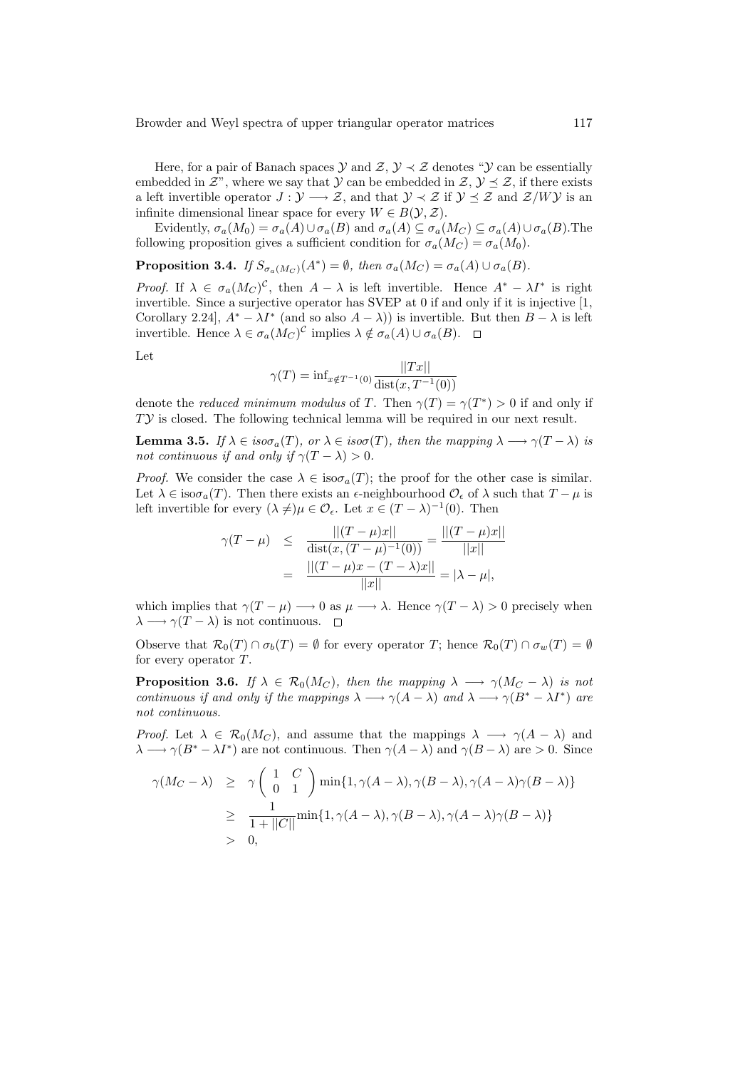Here, for a pair of Banach spaces $\mathcal{Y}$ and $\mathcal{Z}$, $\mathcal{Y} \prec \mathcal{Z}$ denotes "$\mathcal{Y}$ can be essentially embedded in $\mathcal{Z}$", where we say that $\mathcal{Y}$ can be embedded in $\mathcal{Z}$, $\mathcal{Y} \preceq \mathcal{Z}$, if there exists a left invertible operator $J : \mathcal{Y} \longrightarrow \mathcal{Z}$, and that $\mathcal{Y} \prec \mathcal{Z}$ if $\mathcal{Y} \preceq \mathcal{Z}$ and $\mathcal{Z}/W\mathcal{Y}$ is an infinite dimensional linear space for every $W \in B(\mathcal{Y}, \mathcal{Z})$.

Evidently, $\sigma_a(M_0) = \sigma_a(A) \cup \sigma_a(B)$ and $\sigma_a(A) \subseteq \sigma_a(M_C) \subseteq \sigma_a(A) \cup \sigma_a(B)$.The following proposition gives a sufficient condition for $\sigma_a(M_C) = \sigma_a(M_0)$.

**Proposition 3.4.** *If $S_{\sigma_a(M_C)}(A^*) = \emptyset$, then $\sigma_a(M_C) = \sigma_a(A) \cup \sigma_a(B)$.*

*Proof.* If $\lambda \in \sigma_a(M_C)^{\mathcal{C}}$, then $A - \lambda$ is left invertible. Hence $A^* - \lambda I^*$ is right invertible. Since a surjective operator has SVEP at 0 if and only if it is injective [1, Corollary 2.24], $A^* - \lambda I^*$ (and so also $A - \lambda$)) is invertible. But then $B - \lambda$ is left invertible. Hence $\lambda \in \sigma_a(M_C)^{\mathcal{C}}$ implies $\lambda \notin \sigma_a(A) \cup \sigma_a(B)$. $\square$

Let

$$\gamma(T) = \inf_{x \notin T^{-1}(0)} \frac{||Tx||}{\text{dist}(x, T^{-1}(0))}$$

denote the *reduced minimum modulus* of $T$. Then $\gamma(T) = \gamma(T^*) > 0$ if and only if $T\mathcal{Y}$ is closed. The following technical lemma will be required in our next result.

**Lemma 3.5.** *If $\lambda \in iso\sigma_a(T)$, or $\lambda \in iso\sigma(T)$, then the mapping $\lambda \longrightarrow \gamma(T - \lambda)$ is not continuous if and only if $\gamma(T - \lambda) > 0$.*

*Proof.* We consider the case $\lambda \in \text{iso}\sigma_a(T)$; the proof for the other case is similar. Let $\lambda \in \text{iso}\sigma_a(T)$. Then there exists an $\epsilon$-neighbourhood $\mathcal{O}_\epsilon$ of $\lambda$ such that $T - \mu$ is left invertible for every $(\lambda \neq)\mu \in \mathcal{O}_\epsilon$. Let $x \in (T - \lambda)^{-1}(0)$. Then

$$\begin{aligned}
\gamma(T - \mu) &\leq \frac{||(T - \mu)x||}{\text{dist}(x, (T - \mu)^{-1}(0))} = \frac{||(T - \mu)x||}{||x||} \\
&= \frac{||(T - \mu)x - (T - \lambda)x||}{||x||} = |\lambda - \mu|,
\end{aligned}$$

which implies that $\gamma(T - \mu) \longrightarrow 0$ as $\mu \longrightarrow \lambda$. Hence $\gamma(T - \lambda) > 0$ precisely when $\lambda \longrightarrow \gamma(T - \lambda)$ is not continuous. $\square$

Observe that $\mathcal{R}_0(T) \cap \sigma_b(T) = \emptyset$ for every operator $T$; hence $\mathcal{R}_0(T) \cap \sigma_w(T) = \emptyset$ for every operator $T$.

**Proposition 3.6.** *If $\lambda \in \mathcal{R}_0(M_C)$, then the mapping $\lambda \longrightarrow \gamma(M_C - \lambda)$ is not continuous if and only if the mappings $\lambda \longrightarrow \gamma(A - \lambda)$ and $\lambda \longrightarrow \gamma(B^* - \lambda I^*)$ are not continuous.*

*Proof.* Let $\lambda \in \mathcal{R}_0(M_C)$, and assume that the mappings $\lambda \longrightarrow \gamma(A - \lambda)$ and $\lambda \longrightarrow \gamma(B^* - \lambda I^*)$ are not continuous. Then $\gamma(A - \lambda)$ and $\gamma(B - \lambda)$ are $> 0$. Since

$$\begin{aligned}
\gamma(M_C - \lambda) &\geq \gamma\begin{pmatrix} 1 & C \\ 0 & 1 \end{pmatrix} \min\{1, \gamma(A - \lambda), \gamma(B - \lambda), \gamma(A - \lambda)\gamma(B - \lambda)\} \\
&\geq \frac{1}{1 + ||C||} \min\{1, \gamma(A - \lambda), \gamma(B - \lambda), \gamma(A - \lambda)\gamma(B - \lambda)\} \\
&> 0,
\end{aligned}$$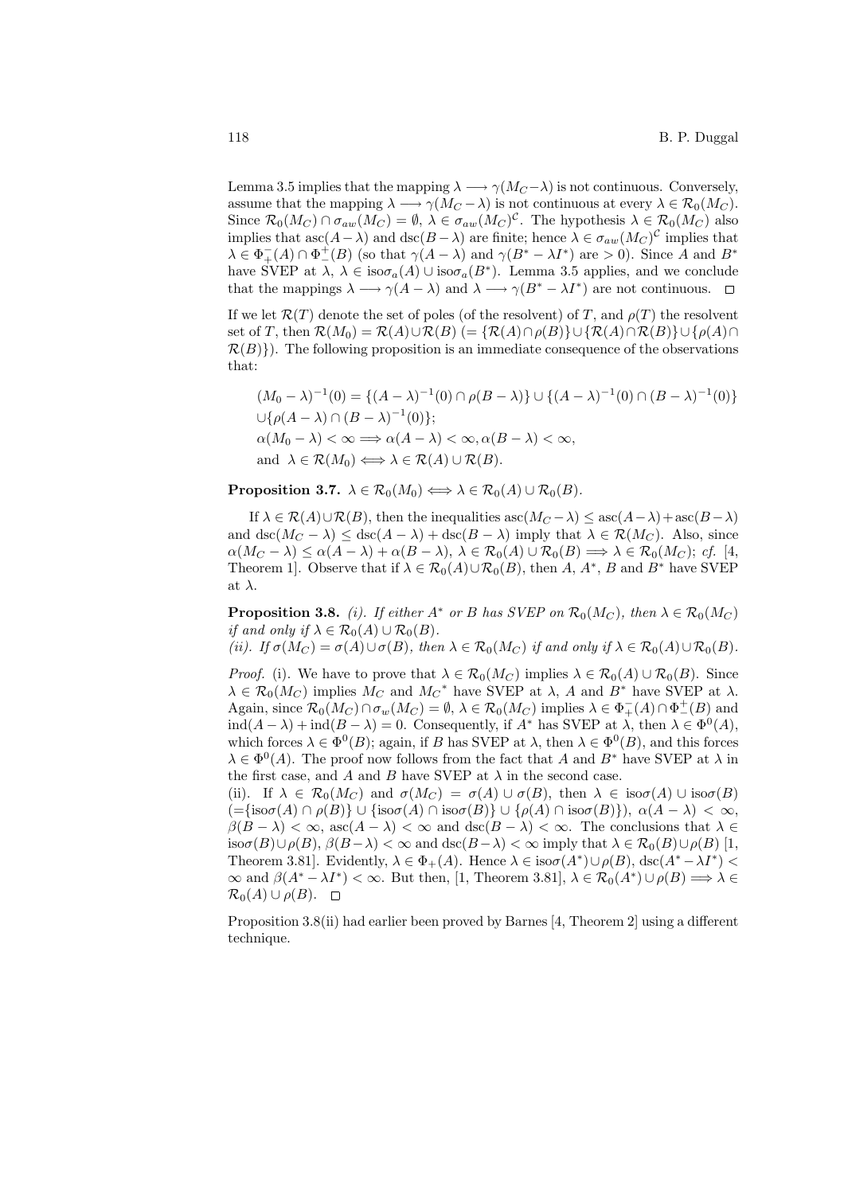Lemma 3.5 implies that the mapping $\lambda \longrightarrow \gamma(M_C - \lambda)$ is not continuous. Conversely, assume that the mapping $\lambda \longrightarrow \gamma(M_C - \lambda)$ is not continuous at every $\lambda \in \mathcal{R}_0(M_C)$. Since $\mathcal{R}_0(M_C) \cap \sigma_{aw}(M_C) = \emptyset$, $\lambda \in \sigma_{aw}(M_C)^{\mathcal{C}}$. The hypothesis $\lambda \in \mathcal{R}_0(M_C)$ also implies that $\operatorname{asc}(A-\lambda)$ and $\operatorname{dsc}(B-\lambda)$ are finite; hence $\lambda \in \sigma_{aw}(M_C)^{\mathcal{C}}$ implies that $\lambda \in \Phi_+^-(A) \cap \Phi_-^+(B)$ (so that $\gamma(A-\lambda)$ and $\gamma(B^* - \lambda I^*)$ are $> 0$). Since $A$ and $B^*$ have SVEP at $\lambda$, $\lambda \in \operatorname{iso}\sigma_a(A) \cup \operatorname{iso}\sigma_a(B^*)$. Lemma 3.5 applies, and we conclude that the mappings $\lambda \longrightarrow \gamma(A-\lambda)$ and $\lambda \longrightarrow \gamma(B^* - \lambda I^*)$ are not continuous. $\square$

If we let $\mathcal{R}(T)$ denote the set of poles (of the resolvent) of $T$, and $\rho(T)$ the resolvent set of $T$, then $\mathcal{R}(M_0) = \mathcal{R}(A) \cup \mathcal{R}(B)$ $(= \{\mathcal{R}(A) \cap \rho(B)\} \cup \{\mathcal{R}(A) \cap \mathcal{R}(B)\} \cup \{\rho(A) \cap \mathcal{R}(B)\})$. The following proposition is an immediate consequence of the observations that:

$$
\begin{aligned}
&(M_0 - \lambda)^{-1}(0) = \{(A-\lambda)^{-1}(0) \cap \rho(B-\lambda)\} \cup \{(A-\lambda)^{-1}(0) \cap (B-\lambda)^{-1}(0)\} \\
&\cup \{\rho(A-\lambda) \cap (B-\lambda)^{-1}(0)\}; \\
&\alpha(M_0 - \lambda) < \infty \Longrightarrow \alpha(A-\lambda) < \infty, \alpha(B-\lambda) < \infty, \\
&\text{and } \lambda \in \mathcal{R}(M_0) \Longleftrightarrow \lambda \in \mathcal{R}(A) \cup \mathcal{R}(B).
\end{aligned}
$$

**Proposition 3.7.** $\lambda \in \mathcal{R}_0(M_0) \Longleftrightarrow \lambda \in \mathcal{R}_0(A) \cup \mathcal{R}_0(B)$.

If $\lambda \in \mathcal{R}(A) \cup \mathcal{R}(B)$, then the inequalities $\operatorname{asc}(M_C - \lambda) \le \operatorname{asc}(A-\lambda) + \operatorname{asc}(B-\lambda)$ and $\operatorname{dsc}(M_C - \lambda) \le \operatorname{dsc}(A-\lambda) + \operatorname{dsc}(B-\lambda)$ imply that $\lambda \in \mathcal{R}(M_C)$. Also, since $\alpha(M_C - \lambda) \le \alpha(A-\lambda) + \alpha(B-\lambda)$, $\lambda \in \mathcal{R}_0(A) \cup \mathcal{R}_0(B) \Longrightarrow \lambda \in \mathcal{R}_0(M_C)$; *cf.* [4, Theorem 1]. Observe that if $\lambda \in \mathcal{R}_0(A) \cup \mathcal{R}_0(B)$, then $A$, $A^*$, $B$ and $B^*$ have SVEP at $\lambda$.

**Proposition 3.8.** *(i). If either $A^*$ or $B$ has SVEP on $\mathcal{R}_0(M_C)$, then $\lambda \in \mathcal{R}_0(M_C)$ if and only if $\lambda \in \mathcal{R}_0(A) \cup \mathcal{R}_0(B)$.*
*(ii). If $\sigma(M_C) = \sigma(A) \cup \sigma(B)$, then $\lambda \in \mathcal{R}_0(M_C)$ if and only if $\lambda \in \mathcal{R}_0(A) \cup \mathcal{R}_0(B)$.*

*Proof.* (i). We have to prove that $\lambda \in \mathcal{R}_0(M_C)$ implies $\lambda \in \mathcal{R}_0(A) \cup \mathcal{R}_0(B)$. Since $\lambda \in \mathcal{R}_0(M_C)$ implies $M_C$ and $M_C{}^*$ have SVEP at $\lambda$, $A$ and $B^*$ have SVEP at $\lambda$. Again, since $\mathcal{R}_0(M_C) \cap \sigma_w(M_C) = \emptyset$, $\lambda \in \mathcal{R}_0(M_C)$ implies $\lambda \in \Phi_+^-(A) \cap \Phi_-^+(B)$ and $\operatorname{ind}(A-\lambda) + \operatorname{ind}(B-\lambda) = 0$. Consequently, if $A^*$ has SVEP at $\lambda$, then $\lambda \in \Phi^0(A)$, which forces $\lambda \in \Phi^0(B)$; again, if $B$ has SVEP at $\lambda$, then $\lambda \in \Phi^0(B)$, and this forces $\lambda \in \Phi^0(A)$. The proof now follows from the fact that $A$ and $B^*$ have SVEP at $\lambda$ in the first case, and $A$ and $B$ have SVEP at $\lambda$ in the second case.
(ii). If $\lambda \in \mathcal{R}_0(M_C)$ and $\sigma(M_C) = \sigma(A) \cup \sigma(B)$, then $\lambda \in \operatorname{iso}\sigma(A) \cup \operatorname{iso}\sigma(B)$ $(=\{\operatorname{iso}\sigma(A) \cap \rho(B)\} \cup \{\operatorname{iso}\sigma(A) \cap \operatorname{iso}\sigma(B)\} \cup \{\rho(A) \cap \operatorname{iso}\sigma(B)\})$, $\alpha(A-\lambda) < \infty$, $\beta(B-\lambda) < \infty$, $\operatorname{asc}(A-\lambda) < \infty$ and $\operatorname{dsc}(B-\lambda) < \infty$. The conclusions that $\lambda \in \operatorname{iso}\sigma(B) \cup \rho(B)$, $\beta(B-\lambda) < \infty$ and $\operatorname{dsc}(B-\lambda) < \infty$ imply that $\lambda \in \mathcal{R}_0(B) \cup \rho(B)$ [1, Theorem 3.81]. Evidently, $\lambda \in \Phi_+(A)$. Hence $\lambda \in \operatorname{iso}\sigma(A^*) \cup \rho(B)$, $\operatorname{dsc}(A^* - \lambda I^*) < \infty$ and $\beta(A^* - \lambda I^*) < \infty$. But then, [1, Theorem 3.81], $\lambda \in \mathcal{R}_0(A^*) \cup \rho(B) \Longrightarrow \lambda \in \mathcal{R}_0(A) \cup \rho(B)$. $\square$

Proposition 3.8(ii) had earlier been proved by Barnes [4, Theorem 2] using a different technique.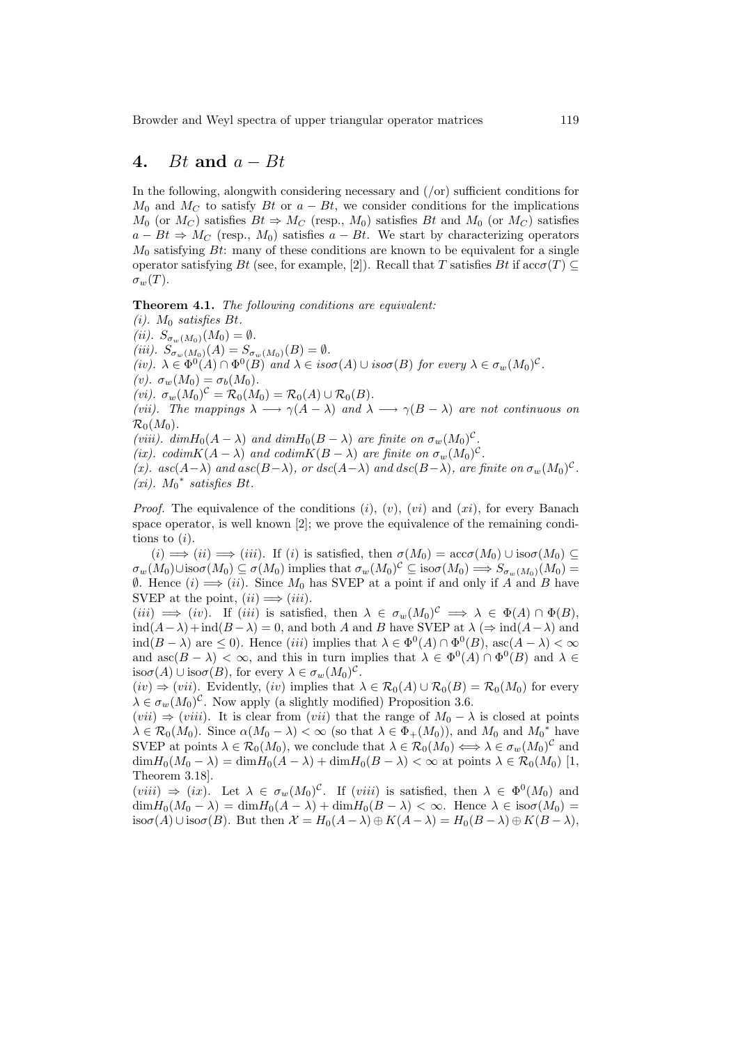## 4. $Bt$ and $a - Bt$

In the following, alongwith considering necessary and (/or) sufficient conditions for $M_0$ and $M_C$ to satisfy $Bt$ or $a - Bt$, we consider conditions for the implications $M_0$ (or $M_C$) satisfies $Bt \Rightarrow M_C$ (resp., $M_0$) satisfies $Bt$ and $M_0$ (or $M_C$) satisfies $a - Bt \Rightarrow M_C$ (resp., $M_0$) satisfies $a - Bt$. We start by characterizing operators $M_0$ satisfying $Bt$: many of these conditions are known to be equivalent for a single operator satisfying $Bt$ (see, for example, [2]). Recall that $T$ satisfies $Bt$ if $\mathrm{acc}\sigma(T) \subseteq \sigma_w(T)$.

**Theorem 4.1.** *The following conditions are equivalent:*
*(i). $M_0$ satisfies $Bt$.*
*(ii). $S_{\sigma_w(M_0)}(M_0) = \emptyset$.*
*(iii). $S_{\sigma_w(M_0)}(A) = S_{\sigma_w(M_0)}(B) = \emptyset$.*
*(iv). $\lambda \in \Phi^0(A) \cap \Phi^0(B)$ and $\lambda \in iso\sigma(A) \cup iso\sigma(B)$ for every $\lambda \in \sigma_w(M_0)^{\mathcal{C}}$.*
*(v). $\sigma_w(M_0) = \sigma_b(M_0)$.*
*(vi). $\sigma_w(M_0)^{\mathcal{C}} = \mathcal{R}_0(M_0) = \mathcal{R}_0(A) \cup \mathcal{R}_0(B)$.*
*(vii). The mappings $\lambda \longrightarrow \gamma(A - \lambda)$ and $\lambda \longrightarrow \gamma(B - \lambda)$ are not continuous on $\mathcal{R}_0(M_0)$.*
*(viii). $dimH_0(A - \lambda)$ and $dimH_0(B - \lambda)$ are finite on $\sigma_w(M_0)^{\mathcal{C}}$.*
*(ix). $codimK(A - \lambda)$ and $codimK(B - \lambda)$ are finite on $\sigma_w(M_0)^{\mathcal{C}}$.*
*(x). $asc(A-\lambda)$ and $asc(B-\lambda)$, or $dsc(A-\lambda)$ and $dsc(B-\lambda)$, are finite on $\sigma_w(M_0)^{\mathcal{C}}$.*
*(xi). ${M_0}^*$ satisfies $Bt$.*

*Proof.* The equivalence of the conditions $(i)$, $(v)$, $(vi)$ and $(xi)$, for every Banach space operator, is well known [2]; we prove the equivalence of the remaining conditions to $(i)$.

$(i) \Longrightarrow (ii) \Longrightarrow (iii)$. If $(i)$ is satisfied, then $\sigma(M_0) = \mathrm{acc}\sigma(M_0) \cup \mathrm{iso}\sigma(M_0) \subseteq \sigma_w(M_0) \cup \mathrm{iso}\sigma(M_0) \subseteq \sigma(M_0)$ implies that $\sigma_w(M_0)^{\mathcal{C}} \subseteq \mathrm{iso}\sigma(M_0) \Longrightarrow S_{\sigma_w(M_0)}(M_0) = \emptyset$. Hence $(i) \Longrightarrow (ii)$. Since $M_0$ has SVEP at a point if and only if $A$ and $B$ have SVEP at the point, $(ii) \Longrightarrow (iii)$.
$(iii) \Longrightarrow (iv)$. If $(iii)$ is satisfied, then $\lambda \in \sigma_w(M_0)^{\mathcal{C}} \Longrightarrow \lambda \in \Phi(A) \cap \Phi(B)$, $\mathrm{ind}(A-\lambda) + \mathrm{ind}(B-\lambda) = 0$, and both $A$ and $B$ have SVEP at $\lambda$ ($\Rightarrow \mathrm{ind}(A-\lambda)$ and $\mathrm{ind}(B-\lambda)$ are $\leq 0$). Hence $(iii)$ implies that $\lambda \in \Phi^0(A) \cap \Phi^0(B)$, $\mathrm{asc}(A-\lambda) < \infty$ and $\mathrm{asc}(B-\lambda) < \infty$, and this in turn implies that $\lambda \in \Phi^0(A) \cap \Phi^0(B)$ and $\lambda \in \mathrm{iso}\sigma(A) \cup \mathrm{iso}\sigma(B)$, for every $\lambda \in \sigma_w(M_0)^{\mathcal{C}}$.
$(iv) \Rightarrow (vii)$. Evidently, $(iv)$ implies that $\lambda \in \mathcal{R}_0(A) \cup \mathcal{R}_0(B) = \mathcal{R}_0(M_0)$ for every $\lambda \in \sigma_w(M_0)^{\mathcal{C}}$. Now apply (a slightly modified) Proposition 3.6.
$(vii) \Rightarrow (viii)$. It is clear from $(vii)$ that the range of $M_0 - \lambda$ is closed at points $\lambda \in \mathcal{R}_0(M_0)$. Since $\alpha(M_0 - \lambda) < \infty$ (so that $\lambda \in \Phi_+(M_0)$), and $M_0$ and ${M_0}^*$ have SVEP at points $\lambda \in \mathcal{R}_0(M_0)$, we conclude that $\lambda \in \mathcal{R}_0(M_0) \Longleftrightarrow \lambda \in \sigma_w(M_0)^{\mathcal{C}}$ and $\mathrm{dim}H_0(M_0 - \lambda) = \mathrm{dim}H_0(A - \lambda) + \mathrm{dim}H_0(B - \lambda) < \infty$ at points $\lambda \in \mathcal{R}_0(M_0)$ [1, Theorem 3.18].
$(viii) \Rightarrow (ix)$. Let $\lambda \in \sigma_w(M_0)^{\mathcal{C}}$. If $(viii)$ is satisfied, then $\lambda \in \Phi^0(M_0)$ and $\mathrm{dim}H_0(M_0 - \lambda) = \mathrm{dim}H_0(A - \lambda) + \mathrm{dim}H_0(B - \lambda) < \infty$. Hence $\lambda \in \mathrm{iso}\sigma(M_0) = \mathrm{iso}\sigma(A) \cup \mathrm{iso}\sigma(B)$. But then $\mathcal{X} = H_0(A - \lambda) \oplus K(A - \lambda) = H_0(B - \lambda) \oplus K(B - \lambda)$,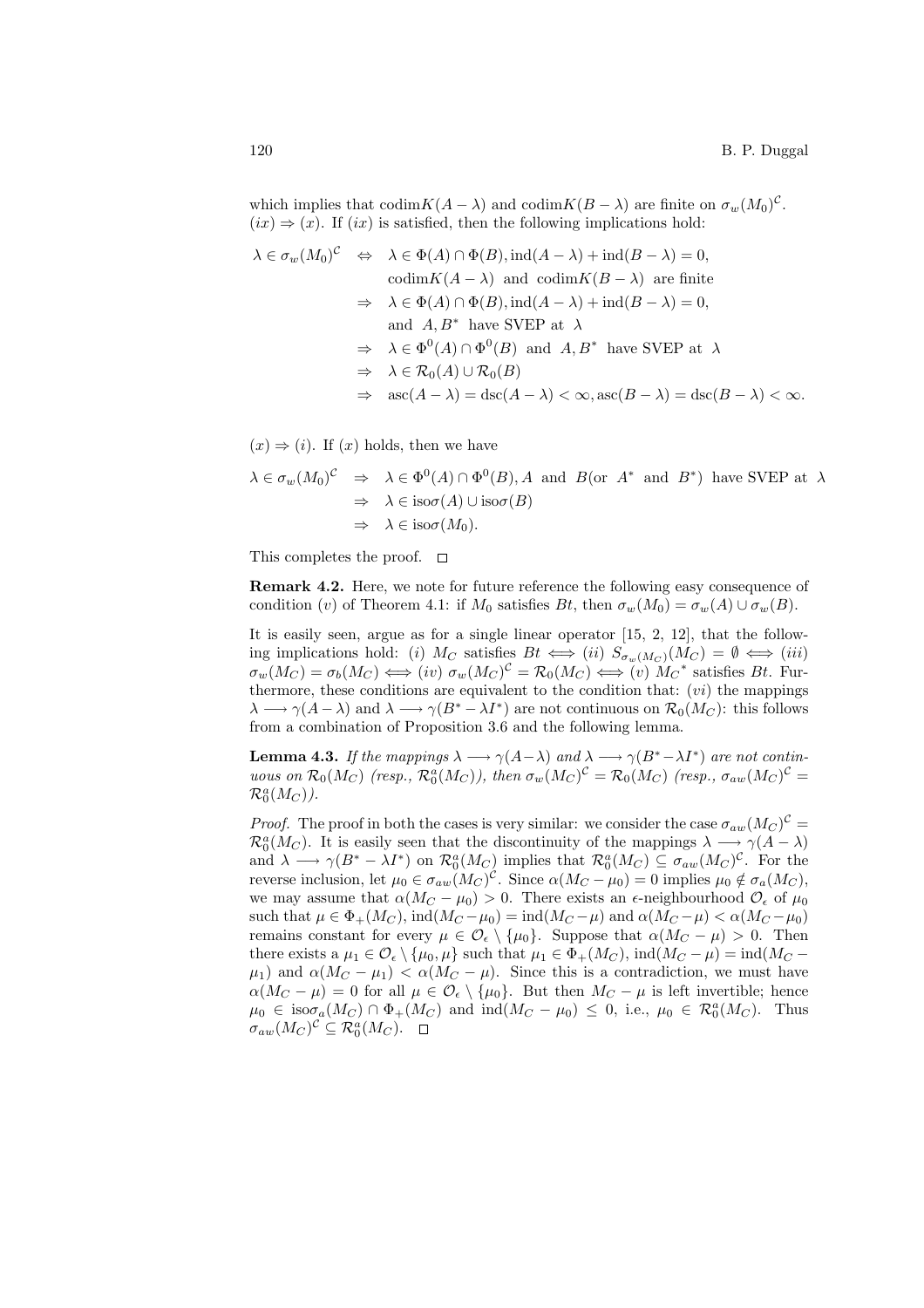which implies that $\mathrm{codim} K(A-\lambda)$ and $\mathrm{codim} K(B-\lambda)$ are finite on $\sigma_w(M_0)^{\mathcal{C}}$.
$(ix) \Rightarrow (x)$. If $(ix)$ is satisfied, then the following implications hold:

$$\begin{aligned}
\lambda \in \sigma_w(M_0)^{\mathcal{C}} \quad &\Leftrightarrow \quad \lambda \in \Phi(A) \cap \Phi(B), \mathrm{ind}(A-\lambda) + \mathrm{ind}(B-\lambda) = 0, \\
&\qquad \mathrm{codim} K(A-\lambda) \ \text{ and } \ \mathrm{codim} K(B-\lambda) \ \text{ are finite} \\
&\Rightarrow \quad \lambda \in \Phi(A) \cap \Phi(B), \mathrm{ind}(A-\lambda) + \mathrm{ind}(B-\lambda) = 0, \\
&\qquad \text{and } \ A, B^* \ \text{ have SVEP at } \ \lambda \\
&\Rightarrow \quad \lambda \in \Phi^0(A) \cap \Phi^0(B) \ \text{ and } \ A, B^* \ \text{ have SVEP at } \ \lambda \\
&\Rightarrow \quad \lambda \in \mathcal{R}_0(A) \cup \mathcal{R}_0(B) \\
&\Rightarrow \quad \mathrm{asc}(A-\lambda) = \mathrm{dsc}(A-\lambda) < \infty, \mathrm{asc}(B-\lambda) = \mathrm{dsc}(B-\lambda) < \infty.
\end{aligned}$$

$(x) \Rightarrow (i)$. If $(x)$ holds, then we have

$$\begin{aligned}
\lambda \in \sigma_w(M_0)^{\mathcal{C}} \quad &\Rightarrow \quad \lambda \in \Phi^0(A) \cap \Phi^0(B), A \ \text{ and } \ B (\text{or } \ A^* \ \text{ and } \ B^*) \ \text{ have SVEP at } \ \lambda \\
&\Rightarrow \quad \lambda \in \mathrm{iso}\sigma(A) \cup \mathrm{iso}\sigma(B) \\
&\Rightarrow \quad \lambda \in \mathrm{iso}\sigma(M_0).
\end{aligned}$$

This completes the proof. $\square$

**Remark 4.2.** Here, we note for future reference the following easy consequence of condition $(v)$ of Theorem 4.1: if $M_0$ satisfies $Bt$, then $\sigma_w(M_0) = \sigma_w(A) \cup \sigma_w(B)$.

It is easily seen, argue as for a single linear operator [15, 2, 12], that the following implications hold: $(i)$ $M_C$ satisfies $Bt \Longleftrightarrow (ii)$ $S_{\sigma_w(M_C)}(M_C) = \emptyset \Longleftrightarrow (iii)$ $\sigma_w(M_C) = \sigma_b(M_C) \Longleftrightarrow (iv)$ $\sigma_w(M_C)^{\mathcal{C}} = \mathcal{R}_0(M_C) \Longleftrightarrow (v)$ ${M_C}^*$ satisfies $Bt$. Furthermore, these conditions are equivalent to the condition that: $(vi)$ the mappings $\lambda \longrightarrow \gamma(A-\lambda)$ and $\lambda \longrightarrow \gamma(B^* - \lambda I^*)$ are not continuous on $\mathcal{R}_0(M_C)$: this follows from a combination of Proposition 3.6 and the following lemma.

**Lemma 4.3.** *If the mappings $\lambda \longrightarrow \gamma(A-\lambda)$ and $\lambda \longrightarrow \gamma(B^*-\lambda I^*)$ are not continuous on $\mathcal{R}_0(M_C)$ (resp., $\mathcal{R}_0^a(M_C)$), then $\sigma_w(M_C)^{\mathcal{C}} = \mathcal{R}_0(M_C)$ (resp., $\sigma_{aw}(M_C)^{\mathcal{C}} = \mathcal{R}_0^a(M_C)$).*

*Proof.* The proof in both the cases is very similar: we consider the case $\sigma_{aw}(M_C)^{\mathcal{C}} = \mathcal{R}_0^a(M_C)$. It is easily seen that the discontinuity of the mappings $\lambda \longrightarrow \gamma(A-\lambda)$ and $\lambda \longrightarrow \gamma(B^* - \lambda I^*)$ on $\mathcal{R}_0^a(M_C)$ implies that $\mathcal{R}_0^a(M_C) \subseteq \sigma_{aw}(M_C)^{\mathcal{C}}$. For the reverse inclusion, let $\mu_0 \in \sigma_{aw}(M_C)^{\mathcal{C}}$. Since $\alpha(M_C - \mu_0) = 0$ implies $\mu_0 \notin \sigma_a(M_C)$, we may assume that $\alpha(M_C - \mu_0) > 0$. There exists an $\epsilon$-neighbourhood $\mathcal{O}_\epsilon$ of $\mu_0$ such that $\mu \in \Phi_+(M_C)$, $\mathrm{ind}(M_C - \mu_0) = \mathrm{ind}(M_C - \mu)$ and $\alpha(M_C - \mu) < \alpha(M_C - \mu_0)$ remains constant for every $\mu \in \mathcal{O}_\epsilon \setminus \{\mu_0\}$. Suppose that $\alpha(M_C - \mu) > 0$. Then there exists a $\mu_1 \in \mathcal{O}_\epsilon \setminus \{\mu_0, \mu\}$ such that $\mu_1 \in \Phi_+(M_C)$, $\mathrm{ind}(M_C - \mu) = \mathrm{ind}(M_C - \mu_1)$ and $\alpha(M_C - \mu_1) < \alpha(M_C - \mu)$. Since this is a contradiction, we must have $\alpha(M_C - \mu) = 0$ for all $\mu \in \mathcal{O}_\epsilon \setminus \{\mu_0\}$. But then $M_C - \mu$ is left invertible; hence $\mu_0 \in \mathrm{iso}\sigma_a(M_C) \cap \Phi_+(M_C)$ and $\mathrm{ind}(M_C - \mu_0) \leq 0$, i.e., $\mu_0 \in \mathcal{R}_0^a(M_C)$. Thus $\sigma_{aw}(M_C)^{\mathcal{C}} \subseteq \mathcal{R}_0^a(M_C)$. $\square$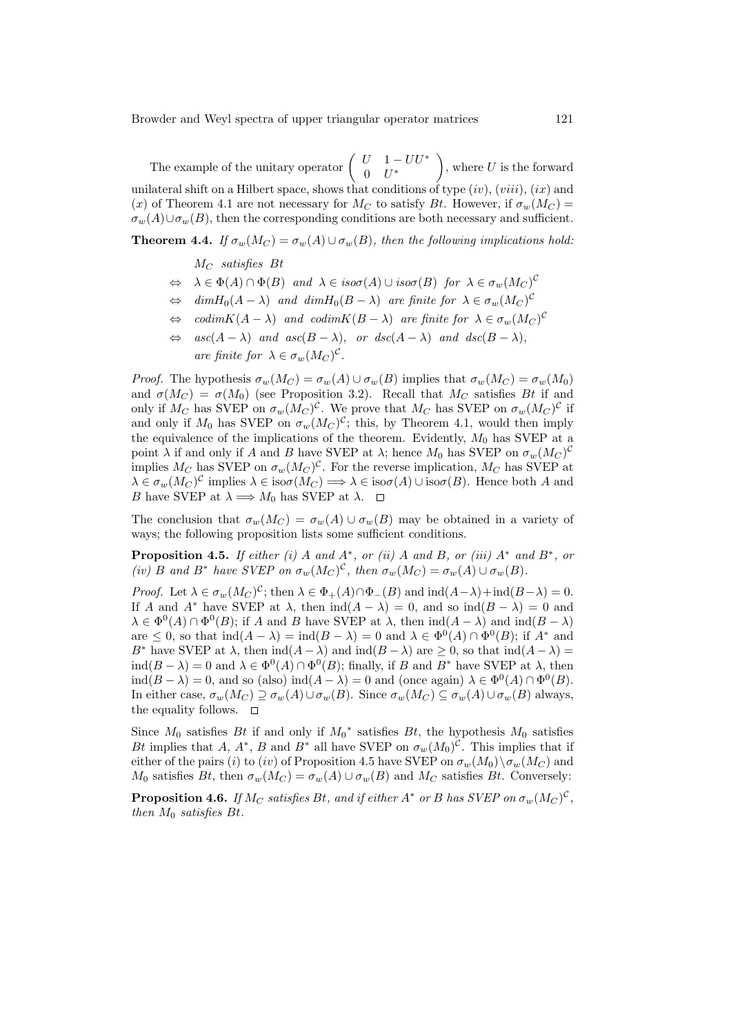The example of the unitary operator $\begin{pmatrix} U & 1-UU^* \\ 0 & U^* \end{pmatrix}$, where $U$ is the forward unilateral shift on a Hilbert space, shows that conditions of type $(iv)$, $(viii)$, $(ix)$ and $(x)$ of Theorem 4.1 are not necessary for $M_C$ to satisfy $Bt$. However, if $\sigma_w(M_C) = \sigma_w(A) \cup \sigma_w(B)$, then the corresponding conditions are both necessary and sufficient.

**Theorem 4.4.** *If $\sigma_w(M_C) = \sigma_w(A) \cup \sigma_w(B)$, then the following implications hold:*

$$
\begin{aligned}
& M_C \ \textit{satisfies} \ Bt \\
\Leftrightarrow \quad & \lambda \in \Phi(A) \cap \Phi(B) \ \textit{and} \ \lambda \in iso\sigma(A) \cup iso\sigma(B) \ \textit{for} \ \lambda \in \sigma_w(M_C)^{\mathcal{C}} \\
\Leftrightarrow \quad & dim H_0(A-\lambda) \ \textit{and} \ dim H_0(B-\lambda) \ \textit{are finite for} \ \lambda \in \sigma_w(M_C)^{\mathcal{C}} \\
\Leftrightarrow \quad & codim K(A-\lambda) \ \textit{and} \ codim K(B-\lambda) \ \textit{are finite for} \ \lambda \in \sigma_w(M_C)^{\mathcal{C}} \\
\Leftrightarrow \quad & asc(A-\lambda) \ \textit{and} \ asc(B-\lambda), \ \textit{or} \ dsc(A-\lambda) \ \textit{and} \ dsc(B-\lambda), \\
& \textit{are finite for} \ \lambda \in \sigma_w(M_C)^{\mathcal{C}}.
\end{aligned}
$$

*Proof.* The hypothesis $\sigma_w(M_C) = \sigma_w(A) \cup \sigma_w(B)$ implies that $\sigma_w(M_C) = \sigma_w(M_0)$ and $\sigma(M_C) = \sigma(M_0)$ (see Proposition 3.2). Recall that $M_C$ satisfies $Bt$ if and only if $M_C$ has SVEP on $\sigma_w(M_C)^{\mathcal{C}}$. We prove that $M_C$ has SVEP on $\sigma_w(M_C)^{\mathcal{C}}$ if and only if $M_0$ has SVEP on $\sigma_w(M_C)^{\mathcal{C}}$; this, by Theorem 4.1, would then imply the equivalence of the implications of the theorem. Evidently, $M_0$ has SVEP at a point $\lambda$ if and only if $A$ and $B$ have SVEP at $\lambda$; hence $M_0$ has SVEP on $\sigma_w(M_C)^{\mathcal{C}}$ implies $M_C$ has SVEP on $\sigma_w(M_C)^{\mathcal{C}}$. For the reverse implication, $M_C$ has SVEP at $\lambda \in \sigma_w(M_C)^{\mathcal{C}}$ implies $\lambda \in \text{iso}\sigma(M_C) \Longrightarrow \lambda \in \text{iso}\sigma(A) \cup \text{iso}\sigma(B)$. Hence both $A$ and $B$ have SVEP at $\lambda \Longrightarrow M_0$ has SVEP at $\lambda$. $\square$

The conclusion that $\sigma_w(M_C) = \sigma_w(A) \cup \sigma_w(B)$ may be obtained in a variety of ways; the following proposition lists some sufficient conditions.

**Proposition 4.5.** *If either (i) $A$ and $A^*$, or (ii) $A$ and $B$, or (iii) $A^*$ and $B^*$, or (iv) $B$ and $B^*$ have SVEP on $\sigma_w(M_C)^{\mathcal{C}}$, then $\sigma_w(M_C) = \sigma_w(A) \cup \sigma_w(B)$.*

*Proof.* Let $\lambda \in \sigma_w(M_C)^{\mathcal{C}}$; then $\lambda \in \Phi_+(A) \cap \Phi_-(B)$ and $\text{ind}(A-\lambda) + \text{ind}(B-\lambda) = 0$. If $A$ and $A^*$ have SVEP at $\lambda$, then $\text{ind}(A-\lambda) = 0$, and so $\text{ind}(B-\lambda) = 0$ and $\lambda \in \Phi^0(A) \cap \Phi^0(B)$; if $A$ and $B$ have SVEP at $\lambda$, then $\text{ind}(A-\lambda)$ and $\text{ind}(B-\lambda)$ are $\leq 0$, so that $\text{ind}(A-\lambda) = \text{ind}(B-\lambda) = 0$ and $\lambda \in \Phi^0(A) \cap \Phi^0(B)$; if $A^*$ and $B^*$ have SVEP at $\lambda$, then $\text{ind}(A-\lambda)$ and $\text{ind}(B-\lambda)$ are $\geq 0$, so that $\text{ind}(A-\lambda) = \text{ind}(B-\lambda) = 0$ and $\lambda \in \Phi^0(A) \cap \Phi^0(B)$; finally, if $B$ and $B^*$ have SVEP at $\lambda$, then $\text{ind}(B-\lambda) = 0$, and so (also) $\text{ind}(A-\lambda) = 0$ and (once again) $\lambda \in \Phi^0(A) \cap \Phi^0(B)$. In either case, $\sigma_w(M_C) \supseteq \sigma_w(A) \cup \sigma_w(B)$. Since $\sigma_w(M_C) \subseteq \sigma_w(A) \cup \sigma_w(B)$ always, the equality follows. $\square$

Since $M_0$ satisfies $Bt$ if and only if $M_0{}^*$ satisfies $Bt$, the hypothesis $M_0$ satisfies $Bt$ implies that $A$, $A^*$, $B$ and $B^*$ all have SVEP on $\sigma_w(M_0)^{\mathcal{C}}$. This implies that if either of the pairs $(i)$ to $(iv)$ of Proposition 4.5 have SVEP on $\sigma_w(M_0) \setminus \sigma_w(M_C)$ and $M_0$ satisfies $Bt$, then $\sigma_w(M_C) = \sigma_w(A) \cup \sigma_w(B)$ and $M_C$ satisfies $Bt$. Conversely:

**Proposition 4.6.** *If $M_C$ satisfies $Bt$, and if either $A^*$ or $B$ has SVEP on $\sigma_w(M_C)^{\mathcal{C}}$, then $M_0$ satisfies $Bt$.*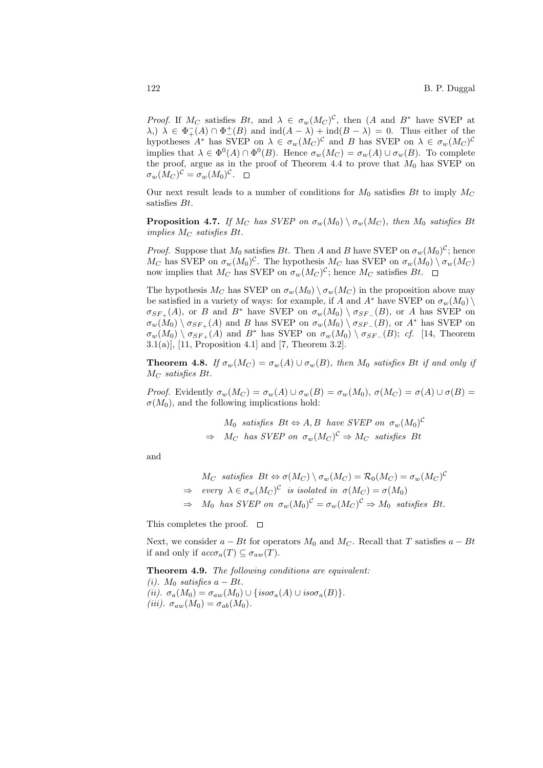*Proof.* If $M_C$ satisfies $Bt$, and $\lambda \in \sigma_w(M_C)^{\mathcal{C}}$, then ($A$ and $B^*$ have SVEP at $\lambda$,) $\lambda \in \Phi_+^-(A) \cap \Phi_-^+(B)$ and $\text{ind}(A-\lambda) + \text{ind}(B-\lambda) = 0$. Thus either of the hypotheses $A^*$ has SVEP on $\lambda \in \sigma_w(M_C)^{\mathcal{C}}$ and $B$ has SVEP on $\lambda \in \sigma_w(M_C)^{\mathcal{C}}$ implies that $\lambda \in \Phi^0(A) \cap \Phi^0(B)$. Hence $\sigma_w(M_C) = \sigma_w(A) \cup \sigma_w(B)$. To complete the proof, argue as in the proof of Theorem 4.4 to prove that $M_0$ has SVEP on $\sigma_w(M_C)^{\mathcal{C}} = \sigma_w(M_0)^{\mathcal{C}}$. $\square$

Our next result leads to a number of conditions for $M_0$ satisfies $Bt$ to imply $M_C$ satisfies $Bt$.

**Proposition 4.7.** *If $M_C$ has SVEP on $\sigma_w(M_0) \setminus \sigma_w(M_C)$, then $M_0$ satisfies $Bt$ implies $M_C$ satisfies $Bt$.*

*Proof.* Suppose that $M_0$ satisfies $Bt$. Then $A$ and $B$ have SVEP on $\sigma_w(M_0)^{\mathcal{C}}$; hence $M_C$ has SVEP on $\sigma_w(M_0)^{\mathcal{C}}$. The hypothesis $M_C$ has SVEP on $\sigma_w(M_0) \setminus \sigma_w(M_C)$ now implies that $M_C$ has SVEP on $\sigma_w(M_C)^{\mathcal{C}}$; hence $M_C$ satisfies $Bt$. $\square$

The hypothesis $M_C$ has SVEP on $\sigma_w(M_0) \setminus \sigma_w(M_C)$ in the proposition above may be satisfied in a variety of ways: for example, if $A$ and $A^*$ have SVEP on $\sigma_w(M_0) \setminus \sigma_{SF_+}(A)$, or $B$ and $B^*$ have SVEP on $\sigma_w(M_0) \setminus \sigma_{SF_-}(B)$, or $A$ has SVEP on $\sigma_w(M_0) \setminus \sigma_{SF_+}(A)$ and $B$ has SVEP on $\sigma_w(M_0) \setminus \sigma_{SF_-}(B)$, or $A^*$ has SVEP on $\sigma_w(M_0) \setminus \sigma_{SF_+}(A)$ and $B^*$ has SVEP on $\sigma_w(M_0) \setminus \sigma_{SF_-}(B)$; *cf.* [14, Theorem 3.1(a)], [11, Proposition 4.1] and [7, Theorem 3.2].

**Theorem 4.8.** *If $\sigma_w(M_C) = \sigma_w(A) \cup \sigma_w(B)$, then $M_0$ satisfies $Bt$ if and only if $M_C$ satisfies $Bt$.*

*Proof.* Evidently $\sigma_w(M_C) = \sigma_w(A) \cup \sigma_w(B) = \sigma_w(M_0)$, $\sigma(M_C) = \sigma(A) \cup \sigma(B) = \sigma(M_0)$, and the following implications hold:

$$\begin{aligned} & M_0 \ \ satisfies \ \ Bt \Leftrightarrow A, B \ \ have \ SVEP \ on \ \ \sigma_w(M_0)^{\mathcal{C}} \\ \Rightarrow \ \ & M_C \ \ has \ SVEP \ on \ \ \sigma_w(M_C)^{\mathcal{C}} \Rightarrow M_C \ \ satisfies \ \ Bt \end{aligned}$$

and

$$\begin{aligned} & M_C \ \ satisfies \ \ Bt \Leftrightarrow \sigma(M_C) \setminus \sigma_w(M_C) = \mathcal{R}_0(M_C) = \sigma_w(M_C)^{\mathcal{C}} \\ \Rightarrow \ \ & every \ \ \lambda \in \sigma_w(M_C)^{\mathcal{C}} \ \ is \ isolated \ in \ \ \sigma(M_C) = \sigma(M_0) \\ \Rightarrow \ \ & M_0 \ \ has \ SVEP \ on \ \ \sigma_w(M_0)^{\mathcal{C}} = \sigma_w(M_C)^{\mathcal{C}} \Rightarrow M_0 \ \ satisfies \ \ Bt. \end{aligned}$$

This completes the proof. $\square$

Next, we consider $a - Bt$ for operators $M_0$ and $M_C$. Recall that $T$ satisfies $a - Bt$ if and only if $acc\sigma_a(T) \subseteq \sigma_{aw}(T)$.

**Theorem 4.9.** *The following conditions are equivalent:*
*(i). $M_0$ satisfies $a - Bt$.*
*(ii). $\sigma_a(M_0) = \sigma_{aw}(M_0) \cup \{iso\sigma_a(A) \cup iso\sigma_a(B)\}$.*
*(iii). $\sigma_{aw}(M_0) = \sigma_{ab}(M_0)$.*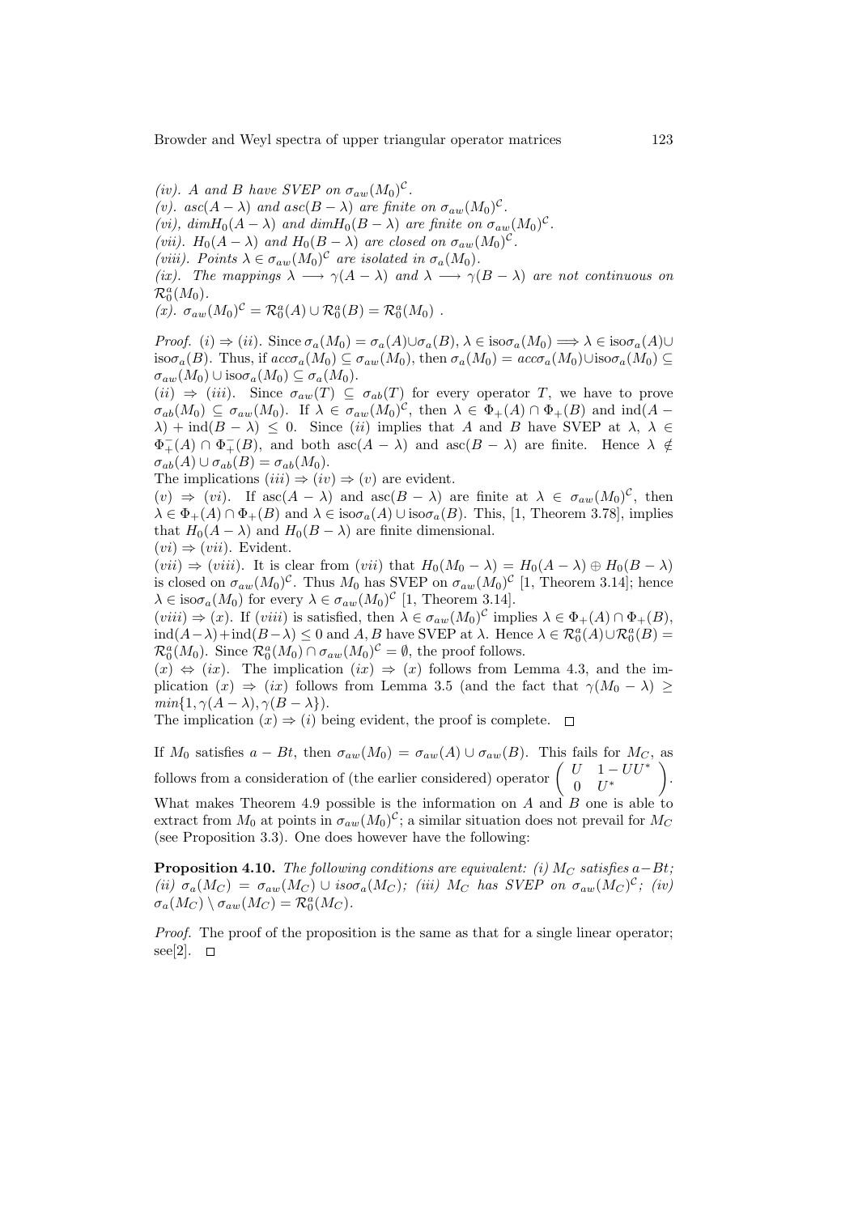*(iv). A and B have SVEP on $\sigma_{aw}(M_0)^{\mathcal{C}}$.*
*(v). $asc(A-\lambda)$ and $asc(B-\lambda)$ are finite on $\sigma_{aw}(M_0)^{\mathcal{C}}$.*
*(vi), $dimH_0(A-\lambda)$ and $dimH_0(B-\lambda)$ are finite on $\sigma_{aw}(M_0)^{\mathcal{C}}$.*
*(vii). $H_0(A-\lambda)$ and $H_0(B-\lambda)$ are closed on $\sigma_{aw}(M_0)^{\mathcal{C}}$.*
*(viii). Points $\lambda \in \sigma_{aw}(M_0)^{\mathcal{C}}$ are isolated in $\sigma_a(M_0)$.*
*(ix). The mappings $\lambda \longrightarrow \gamma(A-\lambda)$ and $\lambda \longrightarrow \gamma(B-\lambda)$ are not continuous on $\mathcal{R}_0^a(M_0)$.*
*(x). $\sigma_{aw}(M_0)^{\mathcal{C}} = \mathcal{R}_0^a(A) \cup \mathcal{R}_0^a(B) = \mathcal{R}_0^a(M_0)$ .*

*Proof.* $(i) \Rightarrow (ii)$. Since $\sigma_a(M_0) = \sigma_a(A) \cup \sigma_a(B)$, $\lambda \in \text{iso}\sigma_a(M_0) \Longrightarrow \lambda \in \text{iso}\sigma_a(A) \cup \text{iso}\sigma_a(B)$. Thus, if $acc\sigma_a(M_0) \subseteq \sigma_{aw}(M_0)$, then $\sigma_a(M_0) = acc\sigma_a(M_0) \cup \text{iso}\sigma_a(M_0) \subseteq \sigma_{aw}(M_0) \cup \text{iso}\sigma_a(M_0) \subseteq \sigma_a(M_0)$.
$(ii) \Rightarrow (iii)$. Since $\sigma_{aw}(T) \subseteq \sigma_{ab}(T)$ for every operator $T$, we have to prove $\sigma_{ab}(M_0) \subseteq \sigma_{aw}(M_0)$. If $\lambda \in \sigma_{aw}(M_0)^{\mathcal{C}}$, then $\lambda \in \Phi_+(A) \cap \Phi_+(B)$ and $\text{ind}(A-\lambda) + \text{ind}(B-\lambda) \leq 0$. Since $(ii)$ implies that $A$ and $B$ have SVEP at $\lambda$, $\lambda \in \Phi_+^-(A) \cap \Phi_+^-(B)$, and both $\text{asc}(A-\lambda)$ and $\text{asc}(B-\lambda)$ are finite. Hence $\lambda \notin \sigma_{ab}(A) \cup \sigma_{ab}(B) = \sigma_{ab}(M_0)$.
The implications $(iii) \Rightarrow (iv) \Rightarrow (v)$ are evident.
$(v) \Rightarrow (vi)$. If $\text{asc}(A-\lambda)$ and $\text{asc}(B-\lambda)$ are finite at $\lambda \in \sigma_{aw}(M_0)^{\mathcal{C}}$, then $\lambda \in \Phi_+(A) \cap \Phi_+(B)$ and $\lambda \in \text{iso}\sigma_a(A) \cup \text{iso}\sigma_a(B)$. This, [1, Theorem 3.78], implies that $H_0(A-\lambda)$ and $H_0(B-\lambda)$ are finite dimensional.
$(vi) \Rightarrow (vii)$. Evident.
$(vii) \Rightarrow (viii)$. It is clear from $(vii)$ that $H_0(M_0-\lambda) = H_0(A-\lambda) \oplus H_0(B-\lambda)$ is closed on $\sigma_{aw}(M_0)^{\mathcal{C}}$. Thus $M_0$ has SVEP on $\sigma_{aw}(M_0)^{\mathcal{C}}$ [1, Theorem 3.14]; hence $\lambda \in \text{iso}\sigma_a(M_0)$ for every $\lambda \in \sigma_{aw}(M_0)^{\mathcal{C}}$ [1, Theorem 3.14].
$(viii) \Rightarrow (x)$. If $(viii)$ is satisfied, then $\lambda \in \sigma_{aw}(M_0)^{\mathcal{C}}$ implies $\lambda \in \Phi_+(A) \cap \Phi_+(B)$, $\text{ind}(A-\lambda) + \text{ind}(B-\lambda) \leq 0$ and $A, B$ have SVEP at $\lambda$. Hence $\lambda \in \mathcal{R}_0^a(A) \cup \mathcal{R}_0^a(B) = \mathcal{R}_0^a(M_0)$. Since $\mathcal{R}_0^a(M_0) \cap \sigma_{aw}(M_0)^{\mathcal{C}} = \emptyset$, the proof follows.
$(x) \Leftrightarrow (ix)$. The implication $(ix) \Rightarrow (x)$ follows from Lemma 4.3, and the implication $(x) \Rightarrow (ix)$ follows from Lemma 3.5 (and the fact that $\gamma(M_0-\lambda) \geq min\{1, \gamma(A-\lambda), \gamma(B-\lambda)\}$).
The implication $(x) \Rightarrow (i)$ being evident, the proof is complete. $\square$

If $M_0$ satisfies $a-Bt$, then $\sigma_{aw}(M_0) = \sigma_{aw}(A) \cup \sigma_{aw}(B)$. This fails for $M_C$, as follows from a consideration of (the earlier considered) operator $\begin{pmatrix} U & 1-UU^* \\ 0 & U^* \end{pmatrix}$. What makes Theorem 4.9 possible is the information on $A$ and $B$ one is able to extract from $M_0$ at points in $\sigma_{aw}(M_0)^{\mathcal{C}}$; a similar situation does not prevail for $M_C$ (see Proposition 3.3). One does however have the following:

**Proposition 4.10.** *The following conditions are equivalent: (i) $M_C$ satisfies $a-Bt$; (ii) $\sigma_a(M_C) = \sigma_{aw}(M_C) \cup iso\sigma_a(M_C)$; (iii) $M_C$ has SVEP on $\sigma_{aw}(M_C)^{\mathcal{C}}$; (iv) $\sigma_a(M_C) \setminus \sigma_{aw}(M_C) = \mathcal{R}_0^a(M_C)$.*

*Proof.* The proof of the proposition is the same as that for a single linear operator; see[2]. $\square$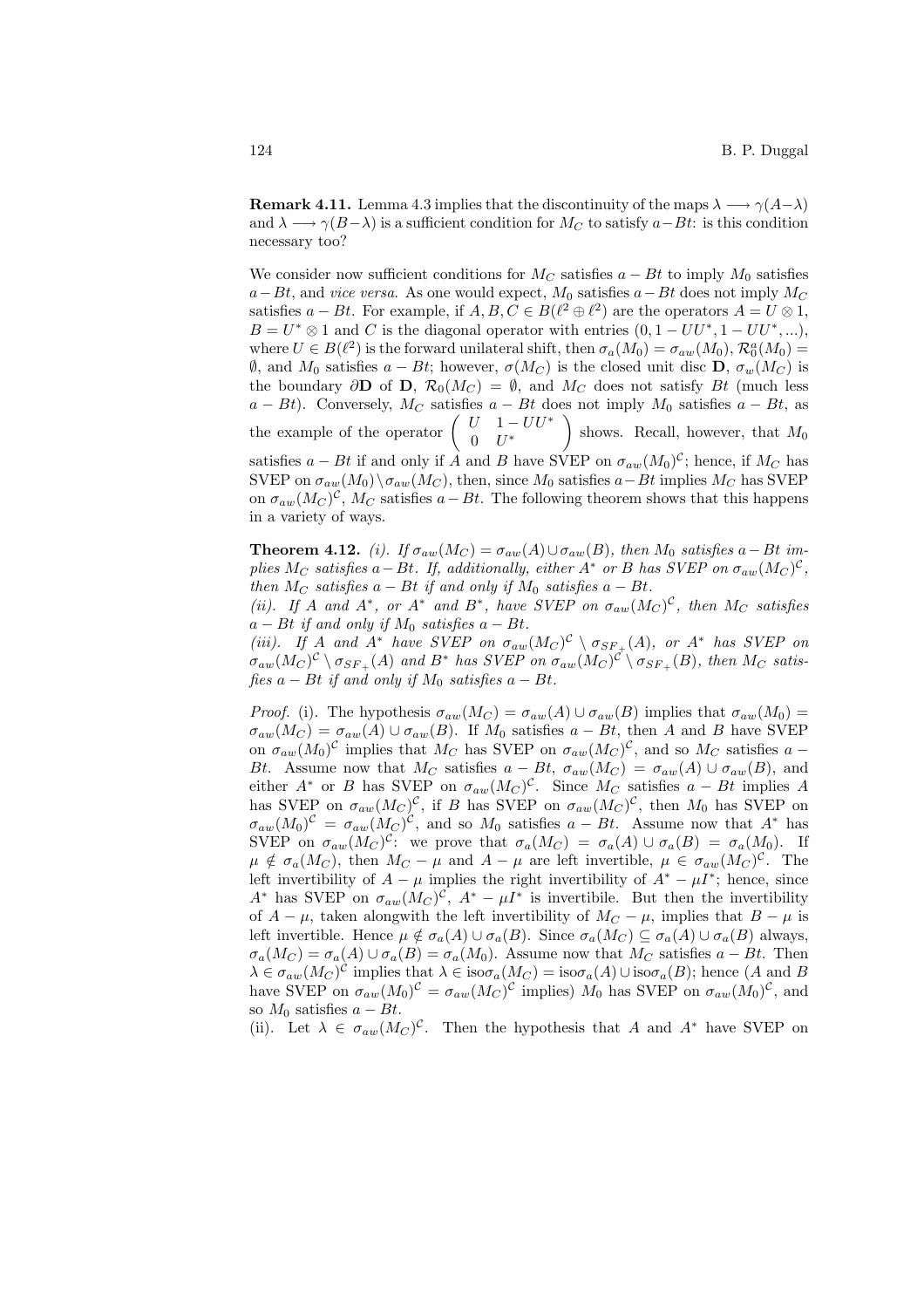**Remark 4.11.** Lemma 4.3 implies that the discontinuity of the maps $\lambda \longrightarrow \gamma(A-\lambda)$ and $\lambda \longrightarrow \gamma(B-\lambda)$ is a sufficient condition for $M_C$ to satisfy $a-Bt$: is this condition necessary too?

We consider now sufficient conditions for $M_C$ satisfies $a-Bt$ to imply $M_0$ satisfies $a-Bt$, and *vice versa*. As one would expect, $M_0$ satisfies $a-Bt$ does not imply $M_C$ satisfies $a-Bt$. For example, if $A, B, C \in B(\ell^2 \oplus \ell^2)$ are the operators $A = U \otimes 1$, $B = U^* \otimes 1$ and $C$ is the diagonal operator with entries $(0, 1-UU^*, 1-UU^*, ...)$, where $U \in B(\ell^2)$ is the forward unilateral shift, then $\sigma_a(M_0) = \sigma_{aw}(M_0)$, $\mathcal{R}_0^a(M_0) = \emptyset$, and $M_0$ satisfies $a-Bt$; however, $\sigma(M_C)$ is the closed unit disc $\mathbf{D}$, $\sigma_w(M_C)$ is the boundary $\partial\mathbf{D}$ of $\mathbf{D}$, $\mathcal{R}_0(M_C) = \emptyset$, and $M_C$ does not satisfy $Bt$ (much less $a-Bt$). Conversely, $M_C$ satisfies $a-Bt$ does not imply $M_0$ satisfies $a-Bt$, as the example of the operator $\begin{pmatrix} U & 1-UU^* \\ 0 & U^* \end{pmatrix}$ shows. Recall, however, that $M_0$ satisfies $a-Bt$ if and only if $A$ and $B$ have SVEP on $\sigma_{aw}(M_0)^{\mathcal{C}}$; hence, if $M_C$ has SVEP on $\sigma_{aw}(M_0) \setminus \sigma_{aw}(M_C)$, then, since $M_0$ satisfies $a-Bt$ implies $M_C$ has SVEP on $\sigma_{aw}(M_C)^{\mathcal{C}}$, $M_C$ satisfies $a-Bt$. The following theorem shows that this happens in a variety of ways.

**Theorem 4.12.** *(i). If $\sigma_{aw}(M_C) = \sigma_{aw}(A) \cup \sigma_{aw}(B)$, then $M_0$ satisfies $a-Bt$ implies $M_C$ satisfies $a-Bt$. If, additionally, either $A^*$ or $B$ has SVEP on $\sigma_{aw}(M_C)^{\mathcal{C}}$, then $M_C$ satisfies $a-Bt$ if and only if $M_0$ satisfies $a-Bt$.*
*(ii). If $A$ and $A^*$, or $A^*$ and $B^*$, have SVEP on $\sigma_{aw}(M_C)^{\mathcal{C}}$, then $M_C$ satisfies $a-Bt$ if and only if $M_0$ satisfies $a-Bt$.*
*(iii). If $A$ and $A^*$ have SVEP on $\sigma_{aw}(M_C)^{\mathcal{C}} \setminus \sigma_{SF_+}(A)$, or $A^*$ has SVEP on $\sigma_{aw}(M_C)^{\mathcal{C}} \setminus \sigma_{SF_+}(A)$ and $B^*$ has SVEP on $\sigma_{aw}(M_C)^{\mathcal{C}} \setminus \sigma_{SF_+}(B)$, then $M_C$ satisfies $a-Bt$ if and only if $M_0$ satisfies $a-Bt$.*

*Proof.* (i). The hypothesis $\sigma_{aw}(M_C) = \sigma_{aw}(A) \cup \sigma_{aw}(B)$ implies that $\sigma_{aw}(M_0) = \sigma_{aw}(M_C) = \sigma_{aw}(A) \cup \sigma_{aw}(B)$. If $M_0$ satisfies $a-Bt$, then $A$ and $B$ have SVEP on $\sigma_{aw}(M_0)^{\mathcal{C}}$ implies that $M_C$ has SVEP on $\sigma_{aw}(M_C)^{\mathcal{C}}$, and so $M_C$ satisfies $a-Bt$. Assume now that $M_C$ satisfies $a-Bt$, $\sigma_{aw}(M_C) = \sigma_{aw}(A) \cup \sigma_{aw}(B)$, and either $A^*$ or $B$ has SVEP on $\sigma_{aw}(M_C)^{\mathcal{C}}$. Since $M_C$ satisfies $a-Bt$ implies $A$ has SVEP on $\sigma_{aw}(M_C)^{\mathcal{C}}$, if $B$ has SVEP on $\sigma_{aw}(M_C)^{\mathcal{C}}$, then $M_0$ has SVEP on $\sigma_{aw}(M_0)^{\mathcal{C}} = \sigma_{aw}(M_C)^{\mathcal{C}}$, and so $M_0$ satisfies $a-Bt$. Assume now that $A^*$ has SVEP on $\sigma_{aw}(M_C)^{\mathcal{C}}$: we prove that $\sigma_a(M_C) = \sigma_a(A) \cup \sigma_a(B) = \sigma_a(M_0)$. If $\mu \notin \sigma_a(M_C)$, then $M_C - \mu$ and $A-\mu$ are left invertible, $\mu \in \sigma_{aw}(M_C)^{\mathcal{C}}$. The left invertibility of $A-\mu$ implies the right invertibility of $A^* - \mu I^*$; hence, since $A^*$ has SVEP on $\sigma_{aw}(M_C)^{\mathcal{C}}$, $A^* - \mu I^*$ is invertibile. But then the invertibility of $A-\mu$, taken alongwith the left invertibility of $M_C - \mu$, implies that $B-\mu$ is left invertible. Hence $\mu \notin \sigma_a(A) \cup \sigma_a(B)$. Since $\sigma_a(M_C) \subseteq \sigma_a(A) \cup \sigma_a(B)$ always, $\sigma_a(M_C) = \sigma_a(A) \cup \sigma_a(B) = \sigma_a(M_0)$. Assume now that $M_C$ satisfies $a-Bt$. Then $\lambda \in \sigma_{aw}(M_C)^{\mathcal{C}}$ implies that $\lambda \in \text{iso}\sigma_a(M_C) = \text{iso}\sigma_a(A) \cup \text{iso}\sigma_a(B)$; hence ($A$ and $B$ have SVEP on $\sigma_{aw}(M_0)^{\mathcal{C}} = \sigma_{aw}(M_C)^{\mathcal{C}}$ implies) $M_0$ has SVEP on $\sigma_{aw}(M_0)^{\mathcal{C}}$, and so $M_0$ satisfies $a-Bt$.

(ii). Let $\lambda \in \sigma_{aw}(M_C)^{\mathcal{C}}$. Then the hypothesis that $A$ and $A^*$ have SVEP on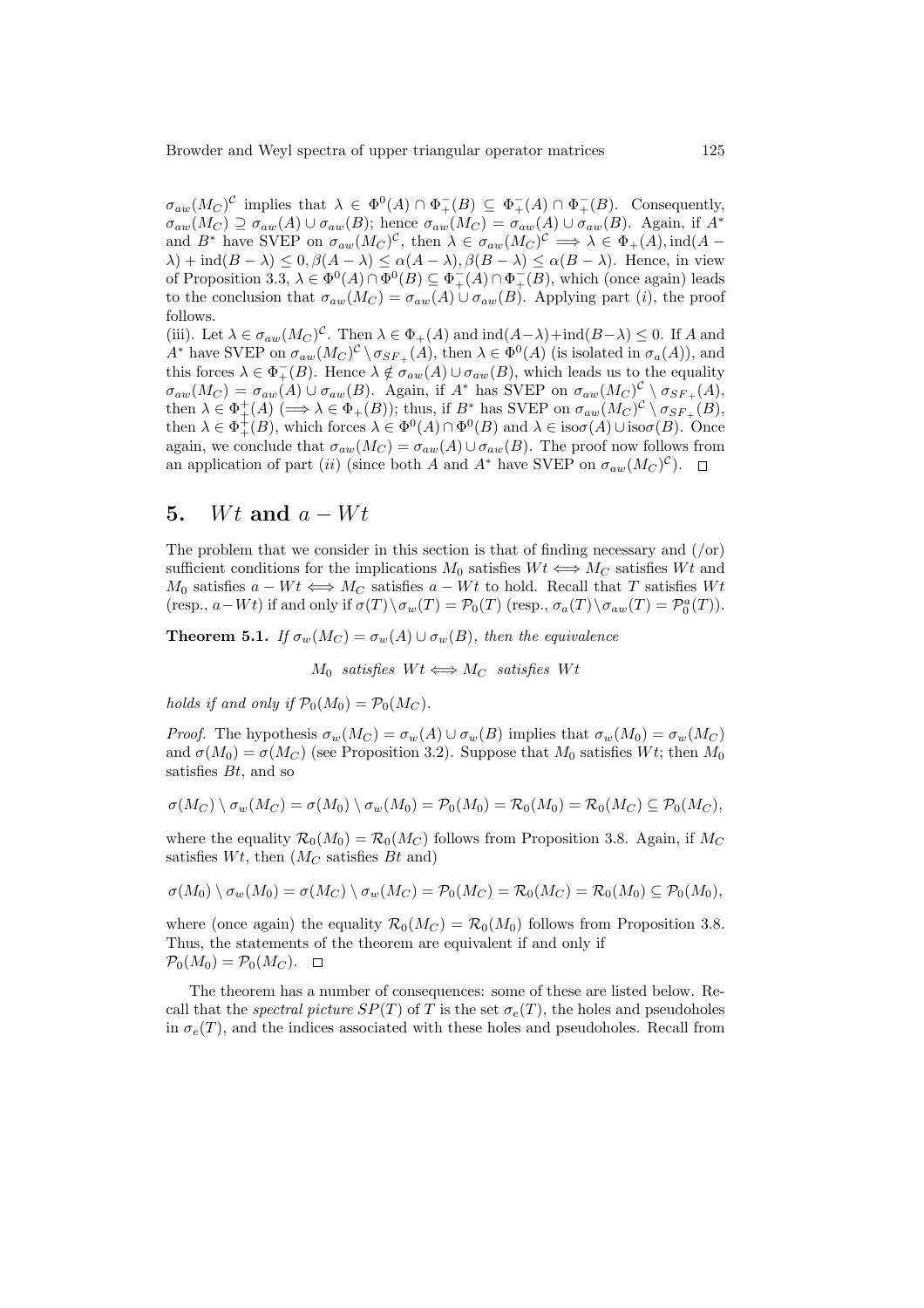$\sigma_{aw}(M_C)^{\mathcal{C}}$ implies that $\lambda \in \Phi^0(A) \cap \Phi_+^-(B) \subseteq \Phi_+^-(A) \cap \Phi_+^-(B)$. Consequently, $\sigma_{aw}(M_C) \supseteq \sigma_{aw}(A) \cup \sigma_{aw}(B)$; hence $\sigma_{aw}(M_C) = \sigma_{aw}(A) \cup \sigma_{aw}(B)$. Again, if $A^*$ and $B^*$ have SVEP on $\sigma_{aw}(M_C)^{\mathcal{C}}$, then $\lambda \in \sigma_{aw}(M_C)^{\mathcal{C}} \Longrightarrow \lambda \in \Phi_+(A), \operatorname{ind}(A - \lambda) + \operatorname{ind}(B - \lambda) \leq 0, \beta(A - \lambda) \leq \alpha(A - \lambda), \beta(B - \lambda) \leq \alpha(B - \lambda)$. Hence, in view of Proposition 3.3, $\lambda \in \Phi^0(A) \cap \Phi^0(B) \subseteq \Phi_+^-(A) \cap \Phi_+^-(B)$, which (once again) leads to the conclusion that $\sigma_{aw}(M_C) = \sigma_{aw}(A) \cup \sigma_{aw}(B)$. Applying part $(i)$, the proof follows.

(iii). Let $\lambda \in \sigma_{aw}(M_C)^{\mathcal{C}}$. Then $\lambda \in \Phi_+(A)$ and $\operatorname{ind}(A - \lambda) + \operatorname{ind}(B - \lambda) \leq 0$. If $A$ and $A^*$ have SVEP on $\sigma_{aw}(M_C)^{\mathcal{C}} \setminus \sigma_{SF_+}(A)$, then $\lambda \in \Phi^0(A)$ (is isolated in $\sigma_a(A)$), and this forces $\lambda \in \Phi_+^-(B)$. Hence $\lambda \notin \sigma_{aw}(A) \cup \sigma_{aw}(B)$, which leads us to the equality $\sigma_{aw}(M_C) = \sigma_{aw}(A) \cup \sigma_{aw}(B)$. Again, if $A^*$ has SVEP on $\sigma_{aw}(M_C)^{\mathcal{C}} \setminus \sigma_{SF_+}(A)$, then $\lambda \in \Phi_+^+(A)$ ($\Longrightarrow \lambda \in \Phi_+(B)$); thus, if $B^*$ has SVEP on $\sigma_{aw}(M_C)^{\mathcal{C}} \setminus \sigma_{SF_+}(B)$, then $\lambda \in \Phi_+^+(B)$, which forces $\lambda \in \Phi^0(A) \cap \Phi^0(B)$ and $\lambda \in \operatorname{iso}\sigma(A) \cup \operatorname{iso}\sigma(B)$. Once again, we conclude that $\sigma_{aw}(M_C) = \sigma_{aw}(A) \cup \sigma_{aw}(B)$. The proof now follows from an application of part $(ii)$ (since both $A$ and $A^*$ have SVEP on $\sigma_{aw}(M_C)^{\mathcal{C}}$). $\square$

## 5. $Wt$ and $a - Wt$

The problem that we consider in this section is that of finding necessary and (/or) sufficient conditions for the implications $M_0$ satisfies $Wt \Longleftrightarrow M_C$ satisfies $Wt$ and $M_0$ satisfies $a - Wt \Longleftrightarrow M_C$ satisfies $a - Wt$ to hold. Recall that $T$ satisfies $Wt$ (resp., $a - Wt$) if and only if $\sigma(T) \setminus \sigma_w(T) = \mathcal{P}_0(T)$ (resp., $\sigma_a(T) \setminus \sigma_{aw}(T) = \mathcal{P}_0^a(T)$).

**Theorem 5.1.** *If $\sigma_w(M_C) = \sigma_w(A) \cup \sigma_w(B)$, then the equivalence*

$$M_0 \ \text{satisfies } Wt \Longleftrightarrow M_C \ \text{satisfies } Wt$$

*holds if and only if $\mathcal{P}_0(M_0) = \mathcal{P}_0(M_C)$.*

*Proof.* The hypothesis $\sigma_w(M_C) = \sigma_w(A) \cup \sigma_w(B)$ implies that $\sigma_w(M_0) = \sigma_w(M_C)$ and $\sigma(M_0) = \sigma(M_C)$ (see Proposition 3.2). Suppose that $M_0$ satisfies $Wt$; then $M_0$ satisfies $Bt$, and so

$$\sigma(M_C) \setminus \sigma_w(M_C) = \sigma(M_0) \setminus \sigma_w(M_0) = \mathcal{P}_0(M_0) = \mathcal{R}_0(M_0) = \mathcal{R}_0(M_C) \subseteq \mathcal{P}_0(M_C),$$

where the equality $\mathcal{R}_0(M_0) = \mathcal{R}_0(M_C)$ follows from Proposition 3.8. Again, if $M_C$ satisfies $Wt$, then ($M_C$ satisfies $Bt$ and)

$$\sigma(M_0) \setminus \sigma_w(M_0) = \sigma(M_C) \setminus \sigma_w(M_C) = \mathcal{P}_0(M_C) = \mathcal{R}_0(M_C) = \mathcal{R}_0(M_0) \subseteq \mathcal{P}_0(M_0),$$

where (once again) the equality $\mathcal{R}_0(M_C) = \mathcal{R}_0(M_0)$ follows from Proposition 3.8. Thus, the statements of the theorem are equivalent if and only if $\mathcal{P}_0(M_0) = \mathcal{P}_0(M_C)$. $\square$

The theorem has a number of consequences: some of these are listed below. Recall that the *spectral picture* $SP(T)$ of $T$ is the set $\sigma_e(T)$, the holes and pseudoholes in $\sigma_e(T)$, and the indices associated with these holes and pseudoholes. Recall from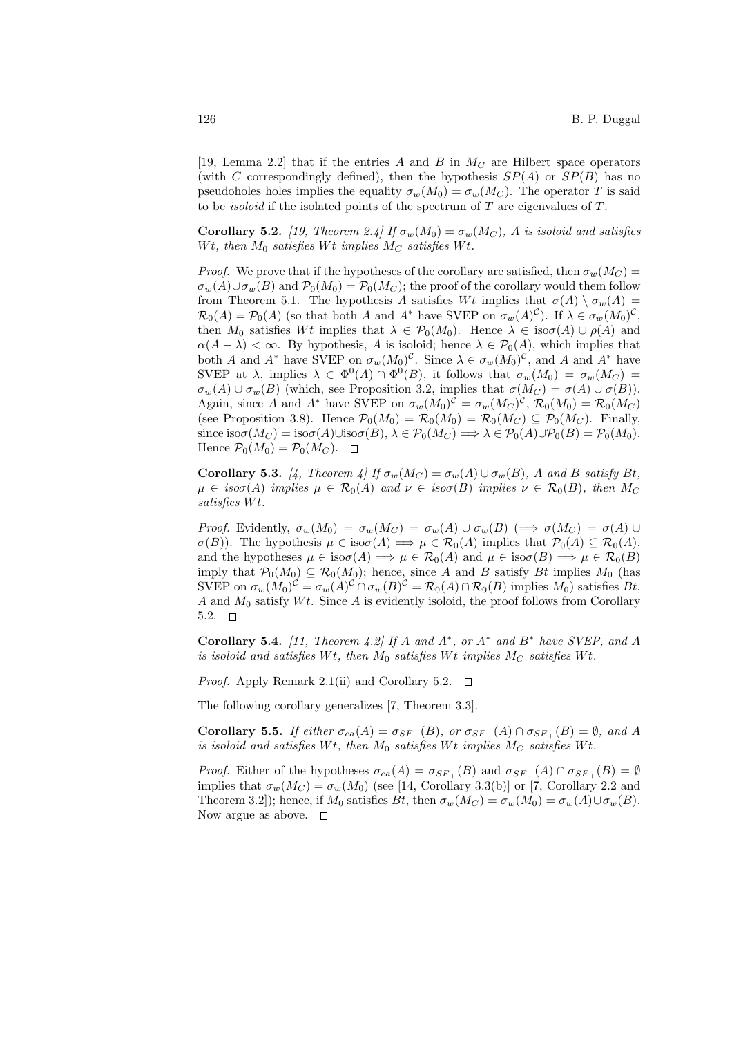[19, Lemma 2.2] that if the entries $A$ and $B$ in $M_C$ are Hilbert space operators (with $C$ correspondingly defined), then the hypothesis $SP(A)$ or $SP(B)$ has no pseudoholes holes implies the equality $\sigma_w(M_0) = \sigma_w(M_C)$. The operator $T$ is said to be *isoloid* if the isolated points of the spectrum of $T$ are eigenvalues of $T$.

**Corollary 5.2.** *[19, Theorem 2.4] If $\sigma_w(M_0) = \sigma_w(M_C)$, $A$ is isoloid and satisfies $Wt$, then $M_0$ satisfies $Wt$ implies $M_C$ satisfies $Wt$.*

*Proof.* We prove that if the hypotheses of the corollary are satisfied, then $\sigma_w(M_C) = \sigma_w(A) \cup \sigma_w(B)$ and $\mathcal{P}_0(M_0) = \mathcal{P}_0(M_C)$; the proof of the corollary would them follow from Theorem 5.1. The hypothesis $A$ satisfies $Wt$ implies that $\sigma(A) \setminus \sigma_w(A) = \mathcal{R}_0(A) = \mathcal{P}_0(A)$ (so that both $A$ and $A^*$ have SVEP on $\sigma_w(A)^{\mathcal{C}}$). If $\lambda \in \sigma_w(M_0)^{\mathcal{C}}$, then $M_0$ satisfies $Wt$ implies that $\lambda \in \mathcal{P}_0(M_0)$. Hence $\lambda \in \text{iso}\sigma(A) \cup \rho(A)$ and $\alpha(A - \lambda) < \infty$. By hypothesis, $A$ is isoloid; hence $\lambda \in \mathcal{P}_0(A)$, which implies that both $A$ and $A^*$ have SVEP on $\sigma_w(M_0)^{\mathcal{C}}$. Since $\lambda \in \sigma_w(M_0)^{\mathcal{C}}$, and $A$ and $A^*$ have SVEP at $\lambda$, implies $\lambda \in \Phi^0(A) \cap \Phi^0(B)$, it follows that $\sigma_w(M_0) = \sigma_w(M_C) = \sigma_w(A) \cup \sigma_w(B)$ (which, see Proposition 3.2, implies that $\sigma(M_C) = \sigma(A) \cup \sigma(B)$). Again, since $A$ and $A^*$ have SVEP on $\sigma_w(M_0)^{\mathcal{C}} = \sigma_w(M_C)^{\mathcal{C}}$, $\mathcal{R}_0(M_0) = \mathcal{R}_0(M_C)$ (see Proposition 3.8). Hence $\mathcal{P}_0(M_0) = \mathcal{R}_0(M_0) = \mathcal{R}_0(M_C) \subseteq \mathcal{P}_0(M_C)$. Finally, since $\text{iso}\sigma(M_C) = \text{iso}\sigma(A) \cup \text{iso}\sigma(B)$, $\lambda \in \mathcal{P}_0(M_C) \Longrightarrow \lambda \in \mathcal{P}_0(A) \cup \mathcal{P}_0(B) = \mathcal{P}_0(M_0)$. Hence $\mathcal{P}_0(M_0) = \mathcal{P}_0(M_C)$. $\square$

**Corollary 5.3.** *[4, Theorem 4] If $\sigma_w(M_C) = \sigma_w(A) \cup \sigma_w(B)$, $A$ and $B$ satisfy $Bt$, $\mu \in iso\sigma(A)$ implies $\mu \in \mathcal{R}_0(A)$ and $\nu \in iso\sigma(B)$ implies $\nu \in \mathcal{R}_0(B)$, then $M_C$ satisfies $Wt$.*

*Proof.* Evidently, $\sigma_w(M_0) = \sigma_w(M_C) = \sigma_w(A) \cup \sigma_w(B)$ ($\Longrightarrow \sigma(M_C) = \sigma(A) \cup \sigma(B)$). The hypothesis $\mu \in \text{iso}\sigma(A) \Longrightarrow \mu \in \mathcal{R}_0(A)$ implies that $\mathcal{P}_0(A) \subseteq \mathcal{R}_0(A)$, and the hypotheses $\mu \in \text{iso}\sigma(A) \Longrightarrow \mu \in \mathcal{R}_0(A)$ and $\mu \in \text{iso}\sigma(B) \Longrightarrow \mu \in \mathcal{R}_0(B)$ imply that $\mathcal{P}_0(M_0) \subseteq \mathcal{R}_0(M_0)$; hence, since $A$ and $B$ satisfy $Bt$ implies $M_0$ (has SVEP on $\sigma_w(M_0)^{\mathcal{C}} = \sigma_w(A)^{\mathcal{C}} \cap \sigma_w(B)^{\mathcal{C}} = \mathcal{R}_0(A) \cap \mathcal{R}_0(B)$ implies $M_0$) satisfies $Bt$, $A$ and $M_0$ satisfy $Wt$. Since $A$ is evidently isoloid, the proof follows from Corollary 5.2. $\square$

**Corollary 5.4.** *[11, Theorem 4.2] If $A$ and $A^*$, or $A^*$ and $B^*$ have SVEP, and $A$ is isoloid and satisfies $Wt$, then $M_0$ satisfies $Wt$ implies $M_C$ satisfies $Wt$.*

*Proof.* Apply Remark 2.1(ii) and Corollary 5.2. $\square$

The following corollary generalizes [7, Theorem 3.3].

**Corollary 5.5.** *If either $\sigma_{ea}(A) = \sigma_{SF_+}(B)$, or $\sigma_{SF_-}(A) \cap \sigma_{SF_+}(B) = \emptyset$, and $A$ is isoloid and satisfies $Wt$, then $M_0$ satisfies $Wt$ implies $M_C$ satisfies $Wt$.*

*Proof.* Either of the hypotheses $\sigma_{ea}(A) = \sigma_{SF_+}(B)$ and $\sigma_{SF_-}(A) \cap \sigma_{SF_+}(B) = \emptyset$ implies that $\sigma_w(M_C) = \sigma_w(M_0)$ (see [14, Corollary 3.3(b)] or [7, Corollary 2.2 and Theorem 3.2]); hence, if $M_0$ satisfies $Bt$, then $\sigma_w(M_C) = \sigma_w(M_0) = \sigma_w(A) \cup \sigma_w(B)$. Now argue as above. $\square$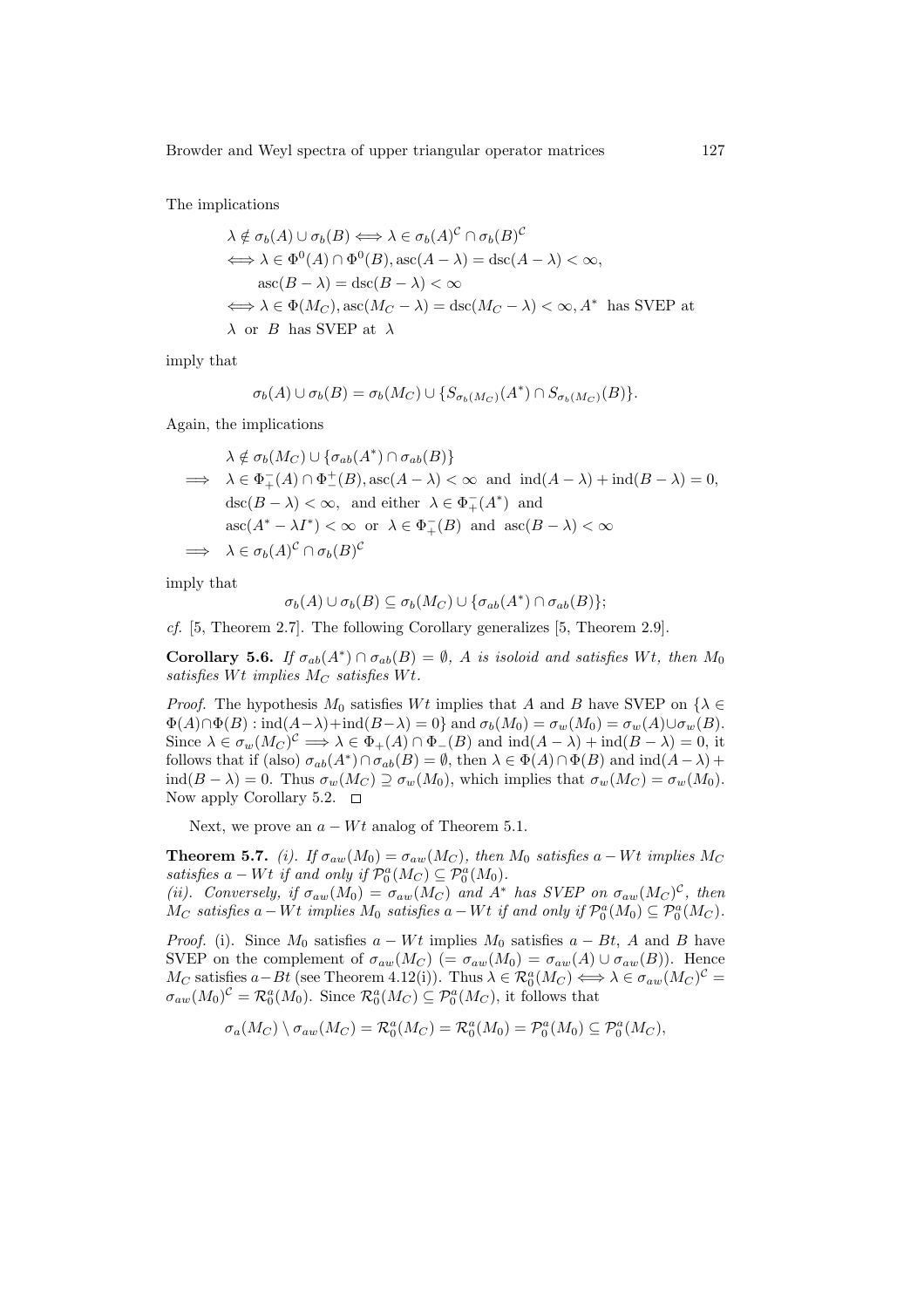The implications

$$
\begin{aligned}
&\lambda \notin \sigma_b(A) \cup \sigma_b(B) \iff \lambda \in \sigma_b(A)^{\mathcal{C}} \cap \sigma_b(B)^{\mathcal{C}} \\
&\iff \lambda \in \Phi^0(A) \cap \Phi^0(B), \operatorname{asc}(A-\lambda) = \operatorname{dsc}(A-\lambda) < \infty, \\
&\qquad \operatorname{asc}(B-\lambda) = \operatorname{dsc}(B-\lambda) < \infty \\
&\iff \lambda \in \Phi(M_C), \operatorname{asc}(M_C-\lambda) = \operatorname{dsc}(M_C-\lambda) < \infty, A^* \text{ has SVEP at} \\
&\lambda \text{ or } B \text{ has SVEP at } \lambda
\end{aligned}
$$

imply that

$$\sigma_b(A) \cup \sigma_b(B) = \sigma_b(M_C) \cup \{S_{\sigma_b(M_C)}(A^*) \cap S_{\sigma_b(M_C)}(B)\}.$$

Again, the implications

$$
\begin{aligned}
&\lambda \notin \sigma_b(M_C) \cup \{\sigma_{ab}(A^*) \cap \sigma_{ab}(B)\} \\
\implies &\lambda \in \Phi_+^-(A) \cap \Phi_-^+(B), \operatorname{asc}(A-\lambda) < \infty \text{ and } \operatorname{ind}(A-\lambda) + \operatorname{ind}(B-\lambda) = 0, \\
&\operatorname{dsc}(B-\lambda) < \infty, \text{ and either } \lambda \in \Phi_+^-(A^*) \text{ and} \\
&\operatorname{asc}(A^* - \lambda I^*) < \infty \text{ or } \lambda \in \Phi_+^-(B) \text{ and } \operatorname{asc}(B-\lambda) < \infty \\
\implies &\lambda \in \sigma_b(A)^{\mathcal{C}} \cap \sigma_b(B)^{\mathcal{C}}
\end{aligned}
$$

imply that

$$\sigma_b(A) \cup \sigma_b(B) \subseteq \sigma_b(M_C) \cup \{\sigma_{ab}(A^*) \cap \sigma_{ab}(B)\};$$

*cf.* [5, Theorem 2.7]. The following Corollary generalizes [5, Theorem 2.9].

**Corollary 5.6.** *If $\sigma_{ab}(A^*) \cap \sigma_{ab}(B) = \emptyset$, $A$ is isoloid and satisfies $Wt$, then $M_0$ satisfies $Wt$ implies $M_C$ satisfies $Wt$.*

*Proof.* The hypothesis $M_0$ satisfies $Wt$ implies that $A$ and $B$ have SVEP on $\{\lambda \in \Phi(A) \cap \Phi(B) : \operatorname{ind}(A-\lambda) + \operatorname{ind}(B-\lambda) = 0\}$ and $\sigma_b(M_0) = \sigma_w(M_0) = \sigma_w(A) \cup \sigma_w(B)$. Since $\lambda \in \sigma_w(M_C)^{\mathcal{C}} \implies \lambda \in \Phi_+(A) \cap \Phi_-(B)$ and $\operatorname{ind}(A-\lambda) + \operatorname{ind}(B-\lambda) = 0$, it follows that if (also) $\sigma_{ab}(A^*) \cap \sigma_{ab}(B) = \emptyset$, then $\lambda \in \Phi(A) \cap \Phi(B)$ and $\operatorname{ind}(A-\lambda) + \operatorname{ind}(B-\lambda) = 0$. Thus $\sigma_w(M_C) \supseteq \sigma_w(M_0)$, which implies that $\sigma_w(M_C) = \sigma_w(M_0)$. Now apply Corollary 5.2. □

Next, we prove an $a - Wt$ analog of Theorem 5.1.

**Theorem 5.7.** *(i). If $\sigma_{aw}(M_0) = \sigma_{aw}(M_C)$, then $M_0$ satisfies $a - Wt$ implies $M_C$ satisfies $a - Wt$ if and only if $\mathcal{P}_0^a(M_C) \subseteq \mathcal{P}_0^a(M_0)$.*
*(ii). Conversely, if $\sigma_{aw}(M_0) = \sigma_{aw}(M_C)$ and $A^*$ has SVEP on $\sigma_{aw}(M_C)^{\mathcal{C}}$, then $M_C$ satisfies $a - Wt$ implies $M_0$ satisfies $a - Wt$ if and only if $\mathcal{P}_0^a(M_0) \subseteq \mathcal{P}_0^a(M_C)$.*

*Proof.* (i). Since $M_0$ satisfies $a - Wt$ implies $M_0$ satisfies $a - Bt$, $A$ and $B$ have SVEP on the complement of $\sigma_{aw}(M_C)$ $(= \sigma_{aw}(M_0) = \sigma_{aw}(A) \cup \sigma_{aw}(B))$. Hence $M_C$ satisfies $a - Bt$ (see Theorem 4.12(i)). Thus $\lambda \in \mathcal{R}_0^a(M_C) \iff \lambda \in \sigma_{aw}(M_C)^{\mathcal{C}} = \sigma_{aw}(M_0)^{\mathcal{C}} = \mathcal{R}_0^a(M_0)$. Since $\mathcal{R}_0^a(M_C) \subseteq \mathcal{P}_0^a(M_C)$, it follows that

$$\sigma_a(M_C) \setminus \sigma_{aw}(M_C) = \mathcal{R}_0^a(M_C) = \mathcal{R}_0^a(M_0) = \mathcal{P}_0^a(M_0) \subseteq \mathcal{P}_0^a(M_C),$$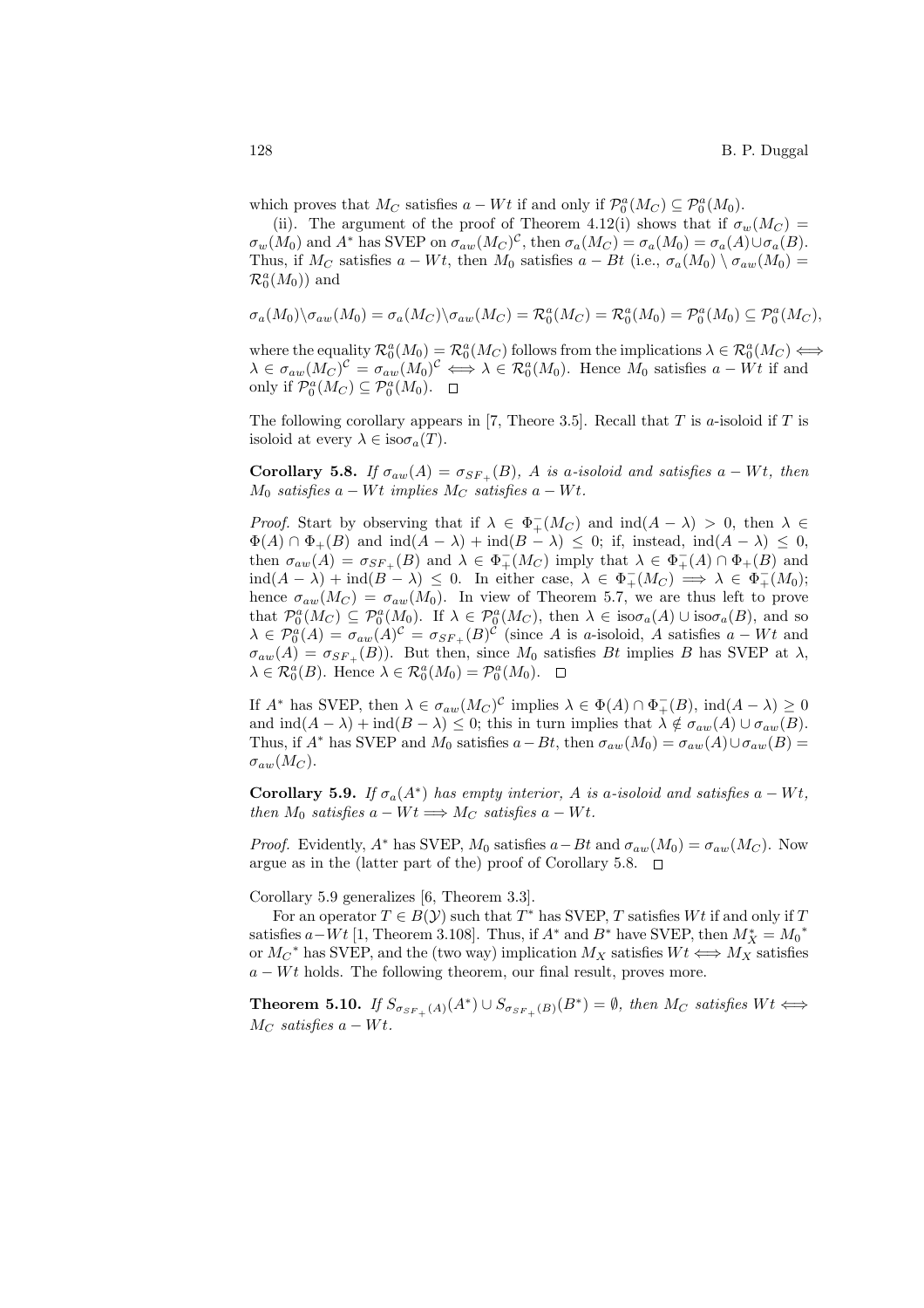which proves that $M_C$ satisfies $a - Wt$ if and only if $\mathcal{P}_0^a(M_C) \subseteq \mathcal{P}_0^a(M_0)$.

(ii). The argument of the proof of Theorem 4.12(i) shows that if $\sigma_w(M_C) = \sigma_w(M_0)$ and $A^*$ has SVEP on $\sigma_{aw}(M_C)^{\mathcal{C}}$, then $\sigma_a(M_C) = \sigma_a(M_0) = \sigma_a(A) \cup \sigma_a(B)$. Thus, if $M_C$ satisfies $a - Wt$, then $M_0$ satisfies $a - Bt$ (i.e., $\sigma_a(M_0) \setminus \sigma_{aw}(M_0) = \mathcal{R}_0^a(M_0)$) and

$$\sigma_a(M_0) \setminus \sigma_{aw}(M_0) = \sigma_a(M_C) \setminus \sigma_{aw}(M_C) = \mathcal{R}_0^a(M_C) = \mathcal{R}_0^a(M_0) = \mathcal{P}_0^a(M_0) \subseteq \mathcal{P}_0^a(M_C),$$

where the equality $\mathcal{R}_0^a(M_0) = \mathcal{R}_0^a(M_C)$ follows from the implications $\lambda \in \mathcal{R}_0^a(M_C) \Longleftrightarrow \lambda \in \sigma_{aw}(M_C)^{\mathcal{C}} = \sigma_{aw}(M_0)^{\mathcal{C}} \Longleftrightarrow \lambda \in \mathcal{R}_0^a(M_0)$. Hence $M_0$ satisfies $a - Wt$ if and only if $\mathcal{P}_0^a(M_C) \subseteq \mathcal{P}_0^a(M_0)$. $\square$

The following corollary appears in [7, Theore 3.5]. Recall that $T$ is $a$-isoloid if $T$ is isoloid at every $\lambda \in \mathrm{iso}\sigma_a(T)$.

**Corollary 5.8.** *If $\sigma_{aw}(A) = \sigma_{SF_+}(B)$, $A$ is a-isoloid and satisfies $a - Wt$, then $M_0$ satisfies $a - Wt$ implies $M_C$ satisfies $a - Wt$.*

*Proof.* Start by observing that if $\lambda \in \Phi_+^-(M_C)$ and $\mathrm{ind}(A - \lambda) > 0$, then $\lambda \in \Phi(A) \cap \Phi_+(B)$ and $\mathrm{ind}(A - \lambda) + \mathrm{ind}(B - \lambda) \leq 0$; if, instead, $\mathrm{ind}(A - \lambda) \leq 0$, then $\sigma_{aw}(A) = \sigma_{SF_+}(B)$ and $\lambda \in \Phi_+^-(M_C)$ imply that $\lambda \in \Phi_+^-(A) \cap \Phi_+(B)$ and $\mathrm{ind}(A - \lambda) + \mathrm{ind}(B - \lambda) \leq 0$. In either case, $\lambda \in \Phi_+^-(M_C) \Longrightarrow \lambda \in \Phi_+^-(M_0)$; hence $\sigma_{aw}(M_C) = \sigma_{aw}(M_0)$. In view of Theorem 5.7, we are thus left to prove that $\mathcal{P}_0^a(M_C) \subseteq \mathcal{P}_0^a(M_0)$. If $\lambda \in \mathcal{P}_0^a(M_C)$, then $\lambda \in \mathrm{iso}\sigma_a(A) \cup \mathrm{iso}\sigma_a(B)$, and so $\lambda \in \mathcal{P}_0^a(A) = \sigma_{aw}(A)^{\mathcal{C}} = \sigma_{SF_+}(B)^{\mathcal{C}}$ (since $A$ is $a$-isoloid, $A$ satisfies $a - Wt$ and $\sigma_{aw}(A) = \sigma_{SF_+}(B)$). But then, since $M_0$ satisfies $Bt$ implies $B$ has SVEP at $\lambda$, $\lambda \in \mathcal{R}_0^a(B)$. Hence $\lambda \in \mathcal{R}_0^a(M_0) = \mathcal{P}_0^a(M_0)$. $\square$

If $A^*$ has SVEP, then $\lambda \in \sigma_{aw}(M_C)^{\mathcal{C}}$ implies $\lambda \in \Phi(A) \cap \Phi_+^-(B)$, $\mathrm{ind}(A - \lambda) \geq 0$ and $\mathrm{ind}(A - \lambda) + \mathrm{ind}(B - \lambda) \leq 0$; this in turn implies that $\lambda \notin \sigma_{aw}(A) \cup \sigma_{aw}(B)$. Thus, if $A^*$ has SVEP and $M_0$ satisfies $a - Bt$, then $\sigma_{aw}(M_0) = \sigma_{aw}(A) \cup \sigma_{aw}(B) = \sigma_{aw}(M_C)$.

**Corollary 5.9.** *If $\sigma_a(A^*)$ has empty interior, $A$ is a-isoloid and satisfies $a - Wt$, then $M_0$ satisfies $a - Wt \Longrightarrow M_C$ satisfies $a - Wt$.*

*Proof.* Evidently, $A^*$ has SVEP, $M_0$ satisfies $a - Bt$ and $\sigma_{aw}(M_0) = \sigma_{aw}(M_C)$. Now argue as in the (latter part of the) proof of Corollary 5.8. $\square$

Corollary 5.9 generalizes [6, Theorem 3.3].

For an operator $T \in B(\mathcal{Y})$ such that $T^*$ has SVEP, $T$ satisfies $Wt$ if and only if $T$ satisfies $a - Wt$ [1, Theorem 3.108]. Thus, if $A^*$ and $B^*$ have SVEP, then $M_X^* = M_0{}^*$ or $M_C{}^*$ has SVEP, and the (two way) implication $M_X$ satisfies $Wt \Longleftrightarrow M_X$ satisfies $a - Wt$ holds. The following theorem, our final result, proves more.

**Theorem 5.10.** *If $S_{\sigma_{SF_+}(A)}(A^*) \cup S_{\sigma_{SF_+}(B)}(B^*) = \emptyset$, then $M_C$ satisfies $Wt \Longleftrightarrow M_C$ satisfies $a - Wt$.*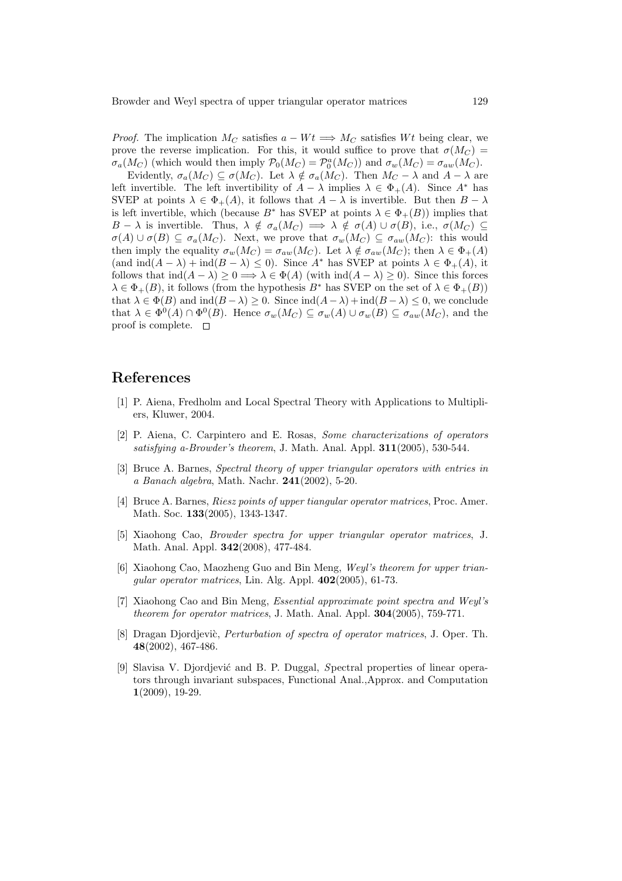*Proof.* The implication $M_C$ satisfies $a - Wt \Longrightarrow M_C$ satisfies $Wt$ being clear, we prove the reverse implication. For this, it would suffice to prove that $\sigma(M_C) = \sigma_a(M_C)$ (which would then imply $\mathcal{P}_0(M_C) = \mathcal{P}_0^a(M_C)$) and $\sigma_w(M_C) = \sigma_{aw}(M_C)$.

Evidently, $\sigma_a(M_C) \subseteq \sigma(M_C)$. Let $\lambda \notin \sigma_a(M_C)$. Then $M_C - \lambda$ and $A - \lambda$ are left invertible. The left invertibility of $A - \lambda$ implies $\lambda \in \Phi_+(A)$. Since $A^*$ has SVEP at points $\lambda \in \Phi_+(A)$, it follows that $A - \lambda$ is invertible. But then $B - \lambda$ is left invertible, which (because $B^*$ has SVEP at points $\lambda \in \Phi_+(B)$) implies that $B - \lambda$ is invertible. Thus, $\lambda \notin \sigma_a(M_C) \Longrightarrow \lambda \notin \sigma(A) \cup \sigma(B)$, i.e., $\sigma(M_C) \subseteq \sigma(A) \cup \sigma(B) \subseteq \sigma_a(M_C)$. Next, we prove that $\sigma_w(M_C) \subseteq \sigma_{aw}(M_C)$: this would then imply the equality $\sigma_w(M_C) = \sigma_{aw}(M_C)$. Let $\lambda \notin \sigma_{aw}(M_C)$; then $\lambda \in \Phi_+(A)$ (and $\operatorname{ind}(A - \lambda) + \operatorname{ind}(B - \lambda) \leq 0$). Since $A^*$ has SVEP at points $\lambda \in \Phi_+(A)$, it follows that $\operatorname{ind}(A - \lambda) \geq 0 \Longrightarrow \lambda \in \Phi(A)$ (with $\operatorname{ind}(A - \lambda) \geq 0$). Since this forces $\lambda \in \Phi_+(B)$, it follows (from the hypothesis $B^*$ has SVEP on the set of $\lambda \in \Phi_+(B)$) that $\lambda \in \Phi(B)$ and $\operatorname{ind}(B - \lambda) \geq 0$. Since $\operatorname{ind}(A - \lambda) + \operatorname{ind}(B - \lambda) \leq 0$, we conclude that $\lambda \in \Phi^0(A) \cap \Phi^0(B)$. Hence $\sigma_w(M_C) \subseteq \sigma_w(A) \cup \sigma_w(B) \subseteq \sigma_{aw}(M_C)$, and the proof is complete. □

## References

[1] P. Aiena, Fredholm and Local Spectral Theory with Applications to Multipliers, Kluwer, 2004.

[2] P. Aiena, C. Carpintero and E. Rosas, *Some characterizations of operators satisfying a-Browder's theorem*, J. Math. Anal. Appl. **311**(2005), 530-544.

[3] Bruce A. Barnes, *Spectral theory of upper triangular operators with entries in a Banach algebra*, Math. Nachr. **241**(2002), 5-20.

[4] Bruce A. Barnes, *Riesz points of upper tiangular operator matrices*, Proc. Amer. Math. Soc. **133**(2005), 1343-1347.

[5] Xiaohong Cao, *Browder spectra for upper triangular operator matrices*, J. Math. Anal. Appl. **342**(2008), 477-484.

[6] Xiaohong Cao, Maozheng Guo and Bin Meng, *Weyl's theorem for upper triangular operator matrices*, Lin. Alg. Appl. **402**(2005), 61-73.

[7] Xiaohong Cao and Bin Meng, *Essential approximate point spectra and Weyl's theorem for operator matrices*, J. Math. Anal. Appl. **304**(2005), 759-771.

[8] Dragan Djordjeviċ, *Perturbation of spectra of operator matrices*, J. Oper. Th. **48**(2002), 467-486.

[9] Slavisa V. Djordjević and B. P. Duggal, *S*pectral properties of linear operators through invariant subspaces, Functional Anal.,Approx. and Computation **1**(2009), 19-29.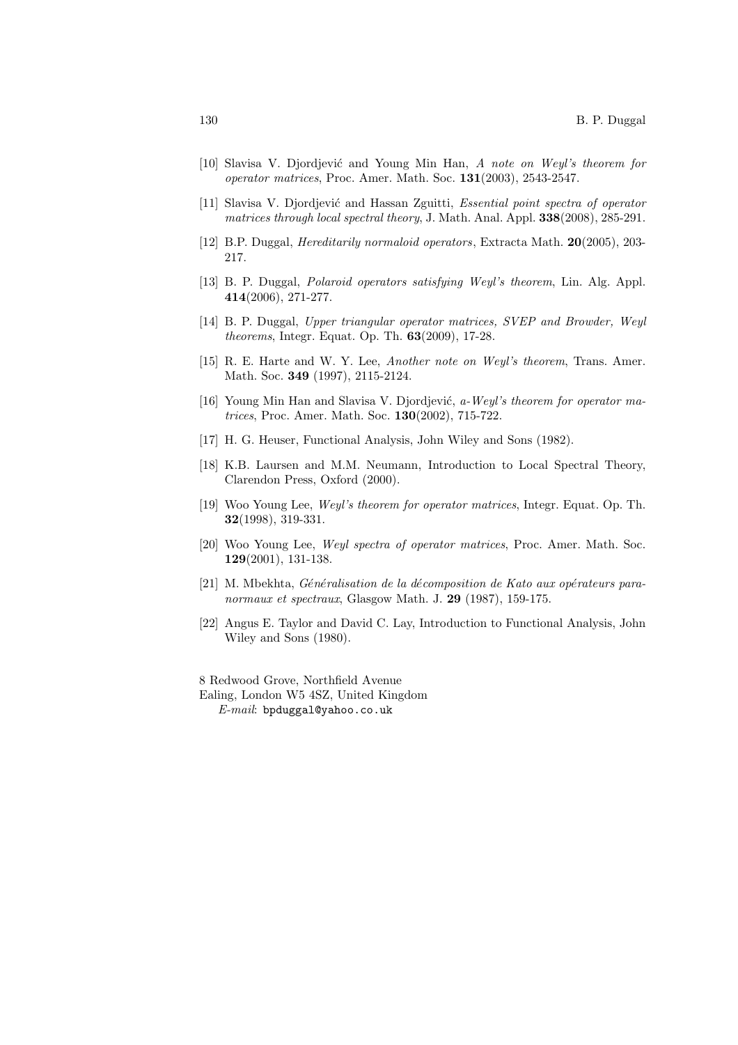[10] Slavisa V. Djordjević and Young Min Han, *A note on Weyl's theorem for operator matrices*, Proc. Amer. Math. Soc. **131**(2003), 2543-2547.

[11] Slavisa V. Djordjević and Hassan Zguitti, *Essential point spectra of operator matrices through local spectral theory*, J. Math. Anal. Appl. **338**(2008), 285-291.

[12] B.P. Duggal, *Hereditarily normaloid operators*, Extracta Math. **20**(2005), 203-217.

[13] B. P. Duggal, *Polaroid operators satisfying Weyl's theorem*, Lin. Alg. Appl. **414**(2006), 271-277.

[14] B. P. Duggal, *Upper triangular operator matrices, SVEP and Browder, Weyl theorems*, Integr. Equat. Op. Th. **63**(2009), 17-28.

[15] R. E. Harte and W. Y. Lee, *Another note on Weyl's theorem*, Trans. Amer. Math. Soc. **349** (1997), 2115-2124.

[16] Young Min Han and Slavisa V. Djordjević, *a-Weyl's theorem for operator matrices*, Proc. Amer. Math. Soc. **130**(2002), 715-722.

[17] H. G. Heuser, Functional Analysis, John Wiley and Sons (1982).

[18] K.B. Laursen and M.M. Neumann, Introduction to Local Spectral Theory, Clarendon Press, Oxford (2000).

[19] Woo Young Lee, *Weyl's theorem for operator matrices*, Integr. Equat. Op. Th. **32**(1998), 319-331.

[20] Woo Young Lee, *Weyl spectra of operator matrices*, Proc. Amer. Math. Soc. **129**(2001), 131-138.

[21] M. Mbekhta, *Généralisation de la décomposition de Kato aux opérateurs paranormaux et spectraux*, Glasgow Math. J. **29** (1987), 159-175.

[22] Angus E. Taylor and David C. Lay, Introduction to Functional Analysis, John Wiley and Sons (1980).

8 Redwood Grove, Northfield Avenue
Ealing, London W5 4SZ, United Kingdom
*E-mail*: bpduggal@yahoo.co.uk